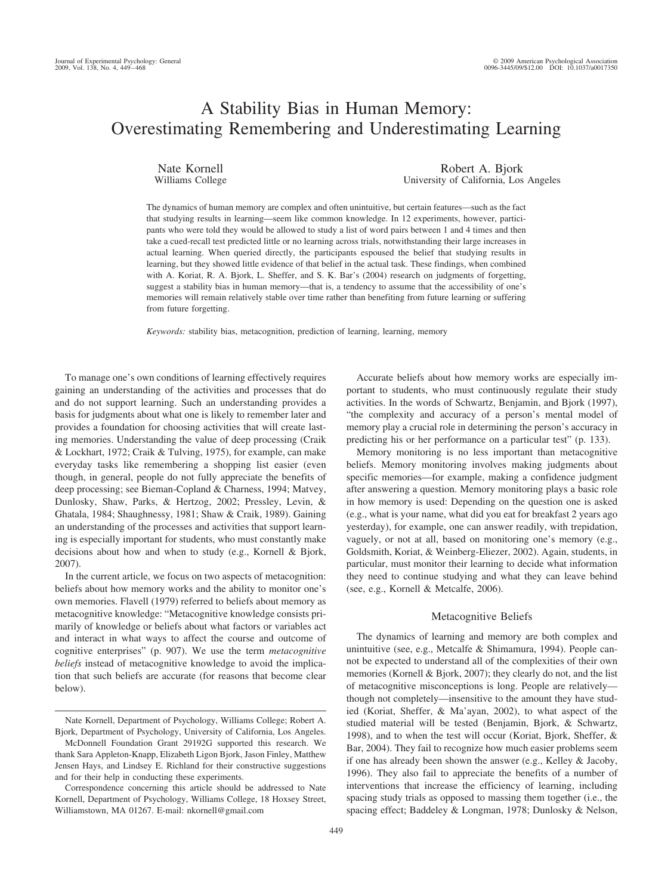# A Stability Bias in Human Memory: Overestimating Remembering and Underestimating Learning

Nate Kornell
Williams College

Robert A. Bjork
University of California, Los Angeles

The dynamics of human memory are complex and often unintuitive, but certain features—such as the fact that studying results in learning—seem like common knowledge. In 12 experiments, however, participants who were told they would be allowed to study a list of word pairs between 1 and 4 times and then take a cued-recall test predicted little or no learning across trials, notwithstanding their large increases in actual learning. When queried directly, the participants espoused the belief that studying results in learning, but they showed little evidence of that belief in the actual task. These findings, when combined with A. Koriat, R. A. Bjork, L. Sheffer, and S. K. Bar's (2004) research on judgments of forgetting, suggest a stability bias in human memory—that is, a tendency to assume that the accessibility of one's memories will remain relatively stable over time rather than benefiting from future learning or suffering from future forgetting.

*Keywords:* stability bias, metacognition, prediction of learning, learning, memory

To manage one's own conditions of learning effectively requires gaining an understanding of the activities and processes that do and do not support learning. Such an understanding provides a basis for judgments about what one is likely to remember later and provides a foundation for choosing activities that will create lasting memories. Understanding the value of deep processing (Craik & Lockhart, 1972; Craik & Tulving, 1975), for example, can make everyday tasks like remembering a shopping list easier (even though, in general, people do not fully appreciate the benefits of deep processing; see Bieman-Copland & Charness, 1994; Matvey, Dunlosky, Shaw, Parks, & Hertzog, 2002; Pressley, Levin, & Ghatala, 1984; Shaughnessy, 1981; Shaw & Craik, 1989). Gaining an understanding of the processes and activities that support learning is especially important for students, who must constantly make decisions about how and when to study (e.g., Kornell & Bjork, 2007).

In the current article, we focus on two aspects of metacognition: beliefs about how memory works and the ability to monitor one's own memories. Flavell (1979) referred to beliefs about memory as metacognitive knowledge: "Metacognitive knowledge consists primarily of knowledge or beliefs about what factors or variables act and interact in what ways to affect the course and outcome of cognitive enterprises" (p. 907). We use the term *metacognitive beliefs* instead of metacognitive knowledge to avoid the implication that such beliefs are accurate (for reasons that become clear below).

Accurate beliefs about how memory works are especially important to students, who must continuously regulate their study activities. In the words of Schwartz, Benjamin, and Bjork (1997), "the complexity and accuracy of a person's mental model of memory play a crucial role in determining the person's accuracy in predicting his or her performance on a particular test" (p. 133).

Memory monitoring is no less important than metacognitive beliefs. Memory monitoring involves making judgments about specific memories—for example, making a confidence judgment after answering a question. Memory monitoring plays a basic role in how memory is used: Depending on the question one is asked (e.g., what is your name, what did you eat for breakfast 2 years ago yesterday), for example, one can answer readily, with trepidation, vaguely, or not at all, based on monitoring one's memory (e.g., Goldsmith, Koriat, & Weinberg-Eliezer, 2002). Again, students, in particular, must monitor their learning to decide what information they need to continue studying and what they can leave behind (see, e.g., Kornell & Metcalfe, 2006).

## Metacognitive Beliefs

The dynamics of learning and memory are both complex and unintuitive (see, e.g., Metcalfe & Shimamura, 1994). People cannot be expected to understand all of the complexities of their own memories (Kornell & Bjork, 2007); they clearly do not, and the list of metacognitive misconceptions is long. People are relatively—though not completely—insensitive to the amount they have studied (Koriat, Sheffer, & Ma'ayan, 2002), to what aspect of the studied material will be tested (Benjamin, Bjork, & Schwartz, 1998), and to when the test will occur (Koriat, Bjork, Sheffer, & Bar, 2004). They fail to recognize how much easier problems seem if one has already been shown the answer (e.g., Kelley & Jacoby, 1996). They also fail to appreciate the benefits of a number of interventions that increase the efficiency of learning, including spacing study trials as opposed to massing them together (i.e., the spacing effect; Baddeley & Longman, 1978; Dunlosky & Nelson,

Nate Kornell, Department of Psychology, Williams College; Robert A. Bjork, Department of Psychology, University of California, Los Angeles.

McDonnell Foundation Grant 29192G supported this research. We thank Sara Appleton-Knapp, Elizabeth Ligon Bjork, Jason Finley, Matthew Jensen Hays, and Lindsey E. Richland for their constructive suggestions and for their help in conducting these experiments.

Correspondence concerning this article should be addressed to Nate Kornell, Department of Psychology, Williams College, 18 Hoxsey Street, Williamstown, MA 01267. E-mail: nkornell@gmail.com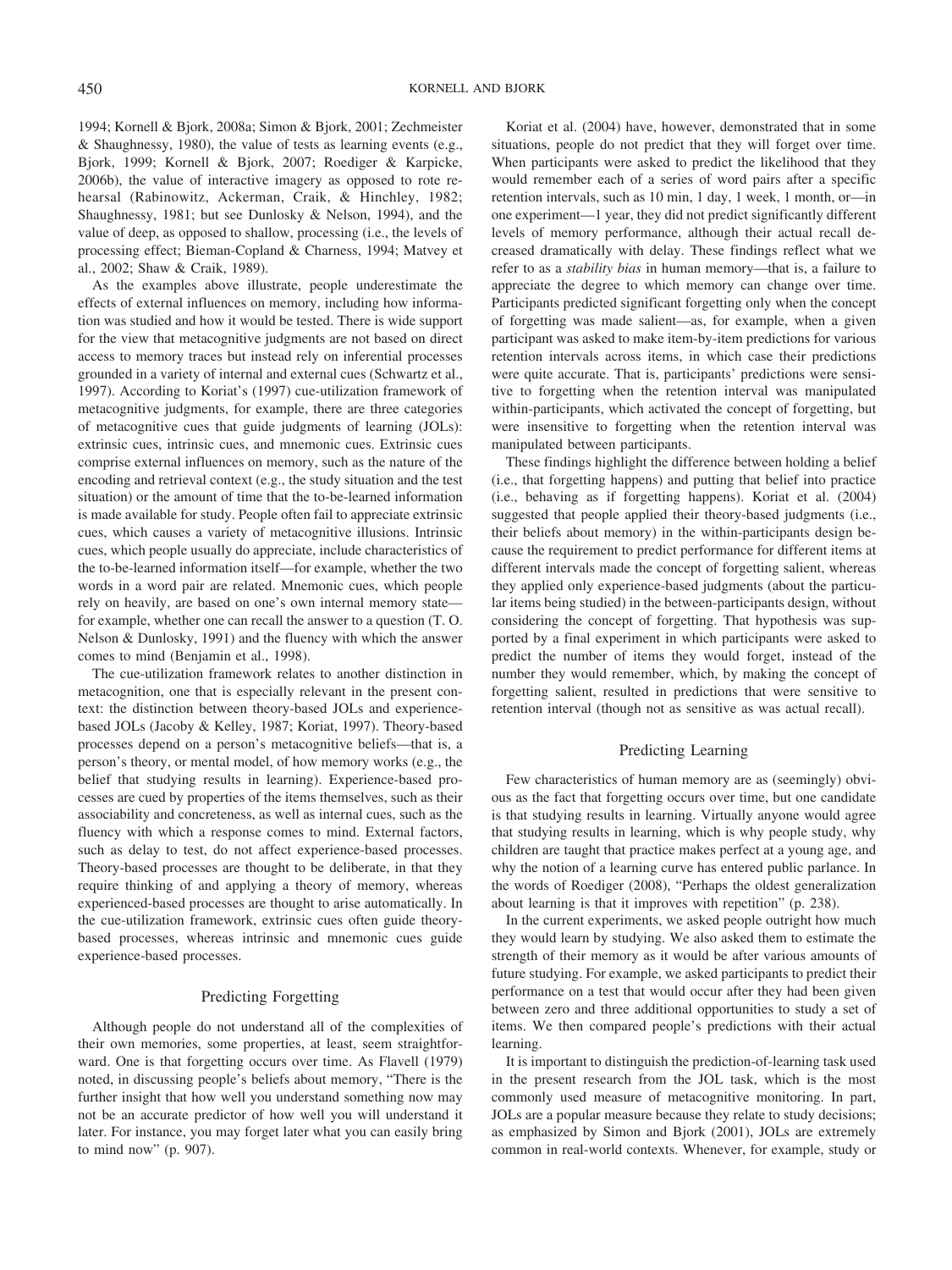1994; Kornell & Bjork, 2008a; Simon & Bjork, 2001; Zechmeister & Shaughnessy, 1980), the value of tests as learning events (e.g., Bjork, 1999; Kornell & Bjork, 2007; Roediger & Karpicke, 2006b), the value of interactive imagery as opposed to rote rehearsal (Rabinowitz, Ackerman, Craik, & Hinchley, 1982; Shaughnessy, 1981; but see Dunlosky & Nelson, 1994), and the value of deep, as opposed to shallow, processing (i.e., the levels of processing effect; Bieman-Copland & Charness, 1994; Matvey et al., 2002; Shaw & Craik, 1989).

As the examples above illustrate, people underestimate the effects of external influences on memory, including how information was studied and how it would be tested. There is wide support for the view that metacognitive judgments are not based on direct access to memory traces but instead rely on inferential processes grounded in a variety of internal and external cues (Schwartz et al., 1997). According to Koriat's (1997) cue-utilization framework of metacognitive judgments, for example, there are three categories of metacognitive cues that guide judgments of learning (JOLs): extrinsic cues, intrinsic cues, and mnemonic cues. Extrinsic cues comprise external influences on memory, such as the nature of the encoding and retrieval context (e.g., the study situation and the test situation) or the amount of time that the to-be-learned information is made available for study. People often fail to appreciate extrinsic cues, which causes a variety of metacognitive illusions. Intrinsic cues, which people usually do appreciate, include characteristics of the to-be-learned information itself—for example, whether the two words in a word pair are related. Mnemonic cues, which people rely on heavily, are based on one's own internal memory state—for example, whether one can recall the answer to a question (T. O. Nelson & Dunlosky, 1991) and the fluency with which the answer comes to mind (Benjamin et al., 1998).

The cue-utilization framework relates to another distinction in metacognition, one that is especially relevant in the present context: the distinction between theory-based JOLs and experience-based JOLs (Jacoby & Kelley, 1987; Koriat, 1997). Theory-based processes depend on a person's metacognitive beliefs—that is, a person's theory, or mental model, of how memory works (e.g., the belief that studying results in learning). Experience-based processes are cued by properties of the items themselves, such as their associability and concreteness, as well as internal cues, such as the fluency with which a response comes to mind. External factors, such as delay to test, do not affect experience-based processes. Theory-based processes are thought to be deliberate, in that they require thinking of and applying a theory of memory, whereas experienced-based processes are thought to arise automatically. In the cue-utilization framework, extrinsic cues often guide theory-based processes, whereas intrinsic and mnemonic cues guide experience-based processes.

## Predicting Forgetting

Although people do not understand all of the complexities of their own memories, some properties, at least, seem straightforward. One is that forgetting occurs over time. As Flavell (1979) noted, in discussing people's beliefs about memory, "There is the further insight that how well you understand something now may not be an accurate predictor of how well you will understand it later. For instance, you may forget later what you can easily bring to mind now" (p. 907).

Koriat et al. (2004) have, however, demonstrated that in some situations, people do not predict that they will forget over time. When participants were asked to predict the likelihood that they would remember each of a series of word pairs after a specific retention intervals, such as 10 min, 1 day, 1 week, 1 month, or—in one experiment—1 year, they did not predict significantly different levels of memory performance, although their actual recall decreased dramatically with delay. These findings reflect what we refer to as a *stability bias* in human memory—that is, a failure to appreciate the degree to which memory can change over time. Participants predicted significant forgetting only when the concept of forgetting was made salient—as, for example, when a given participant was asked to make item-by-item predictions for various retention intervals across items, in which case their predictions were quite accurate. That is, participants' predictions were sensitive to forgetting when the retention interval was manipulated within-participants, which activated the concept of forgetting, but were insensitive to forgetting when the retention interval was manipulated between participants.

These findings highlight the difference between holding a belief (i.e., that forgetting happens) and putting that belief into practice (i.e., behaving as if forgetting happens). Koriat et al. (2004) suggested that people applied their theory-based judgments (i.e., their beliefs about memory) in the within-participants design because the requirement to predict performance for different items at different intervals made the concept of forgetting salient, whereas they applied only experience-based judgments (about the particular items being studied) in the between-participants design, without considering the concept of forgetting. That hypothesis was supported by a final experiment in which participants were asked to predict the number of items they would forget, instead of the number they would remember, which, by making the concept of forgetting salient, resulted in predictions that were sensitive to retention interval (though not as sensitive as was actual recall).

## Predicting Learning

Few characteristics of human memory are as (seemingly) obvious as the fact that forgetting occurs over time, but one candidate is that studying results in learning. Virtually anyone would agree that studying results in learning, which is why people study, why children are taught that practice makes perfect at a young age, and why the notion of a learning curve has entered public parlance. In the words of Roediger (2008), "Perhaps the oldest generalization about learning is that it improves with repetition" (p. 238).

In the current experiments, we asked people outright how much they would learn by studying. We also asked them to estimate the strength of their memory as it would be after various amounts of future studying. For example, we asked participants to predict their performance on a test that would occur after they had been given between zero and three additional opportunities to study a set of items. We then compared people's predictions with their actual learning.

It is important to distinguish the prediction-of-learning task used in the present research from the JOL task, which is the most commonly used measure of metacognitive monitoring. In part, JOLs are a popular measure because they relate to study decisions; as emphasized by Simon and Bjork (2001), JOLs are extremely common in real-world contexts. Whenever, for example, study or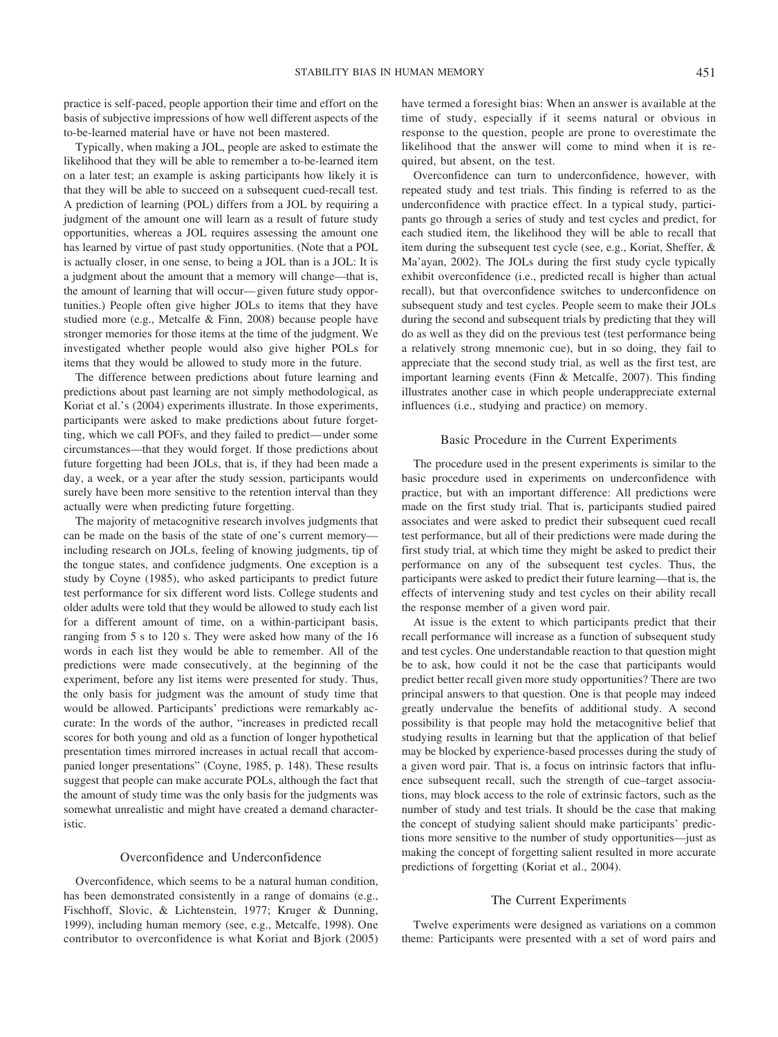practice is self-paced, people apportion their time and effort on the basis of subjective impressions of how well different aspects of the to-be-learned material have or have not been mastered.

Typically, when making a JOL, people are asked to estimate the likelihood that they will be able to remember a to-be-learned item on a later test; an example is asking participants how likely it is that they will be able to succeed on a subsequent cued-recall test. A prediction of learning (POL) differs from a JOL by requiring a judgment of the amount one will learn as a result of future study opportunities, whereas a JOL requires assessing the amount one has learned by virtue of past study opportunities. (Note that a POL is actually closer, in one sense, to being a JOL than is a JOL: It is a judgment about the amount that a memory will change—that is, the amount of learning that will occur—given future study opportunities.) People often give higher JOLs to items that they have studied more (e.g., Metcalfe & Finn, 2008) because people have stronger memories for those items at the time of the judgment. We investigated whether people would also give higher POLs for items that they would be allowed to study more in the future.

The difference between predictions about future learning and predictions about past learning are not simply methodological, as Koriat et al.'s (2004) experiments illustrate. In those experiments, participants were asked to make predictions about future forgetting, which we call POFs, and they failed to predict—under some circumstances—that they would forget. If those predictions about future forgetting had been JOLs, that is, if they had been made a day, a week, or a year after the study session, participants would surely have been more sensitive to the retention interval than they actually were when predicting future forgetting.

The majority of metacognitive research involves judgments that can be made on the basis of the state of one's current memory—including research on JOLs, feeling of knowing judgments, tip of the tongue states, and confidence judgments. One exception is a study by Coyne (1985), who asked participants to predict future test performance for six different word lists. College students and older adults were told that they would be allowed to study each list for a different amount of time, on a within-participant basis, ranging from 5 s to 120 s. They were asked how many of the 16 words in each list they would be able to remember. All of the predictions were made consecutively, at the beginning of the experiment, before any list items were presented for study. Thus, the only basis for judgment was the amount of study time that would be allowed. Participants' predictions were remarkably accurate: In the words of the author, "increases in predicted recall scores for both young and old as a function of longer hypothetical presentation times mirrored increases in actual recall that accompanied longer presentations" (Coyne, 1985, p. 148). These results suggest that people can make accurate POLs, although the fact that the amount of study time was the only basis for the judgments was somewhat unrealistic and might have created a demand characteristic.

## Overconfidence and Underconfidence

Overconfidence, which seems to be a natural human condition, has been demonstrated consistently in a range of domains (e.g., Fischhoff, Slovic, & Lichtenstein, 1977; Kruger & Dunning, 1999), including human memory (see, e.g., Metcalfe, 1998). One contributor to overconfidence is what Koriat and Bjork (2005) have termed a foresight bias: When an answer is available at the time of study, especially if it seems natural or obvious in response to the question, people are prone to overestimate the likelihood that the answer will come to mind when it is required, but absent, on the test.

Overconfidence can turn to underconfidence, however, with repeated study and test trials. This finding is referred to as the underconfidence with practice effect. In a typical study, participants go through a series of study and test cycles and predict, for each studied item, the likelihood they will be able to recall that item during the subsequent test cycle (see, e.g., Koriat, Sheffer, & Ma'ayan, 2002). The JOLs during the first study cycle typically exhibit overconfidence (i.e., predicted recall is higher than actual recall), but that overconfidence switches to underconfidence on subsequent study and test cycles. People seem to make their JOLs during the second and subsequent trials by predicting that they will do as well as they did on the previous test (test performance being a relatively strong mnemonic cue), but in so doing, they fail to appreciate that the second study trial, as well as the first test, are important learning events (Finn & Metcalfe, 2007). This finding illustrates another case in which people underappreciate external influences (i.e., studying and practice) on memory.

## Basic Procedure in the Current Experiments

The procedure used in the present experiments is similar to the basic procedure used in experiments on underconfidence with practice, but with an important difference: All predictions were made on the first study trial. That is, participants studied paired associates and were asked to predict their subsequent cued recall test performance, but all of their predictions were made during the first study trial, at which time they might be asked to predict their performance on any of the subsequent test cycles. Thus, the participants were asked to predict their future learning—that is, the effects of intervening study and test cycles on their ability recall the response member of a given word pair.

At issue is the extent to which participants predict that their recall performance will increase as a function of subsequent study and test cycles. One understandable reaction to that question might be to ask, how could it not be the case that participants would predict better recall given more study opportunities? There are two principal answers to that question. One is that people may indeed greatly undervalue the benefits of additional study. A second possibility is that people may hold the metacognitive belief that studying results in learning but that the application of that belief may be blocked by experience-based processes during the study of a given word pair. That is, a focus on intrinsic factors that influence subsequent recall, such the strength of cue–target associations, may block access to the role of extrinsic factors, such as the number of study and test trials. It should be the case that making the concept of studying salient should make participants' predictions more sensitive to the number of study opportunities—just as making the concept of forgetting salient resulted in more accurate predictions of forgetting (Koriat et al., 2004).

## The Current Experiments

Twelve experiments were designed as variations on a common theme: Participants were presented with a set of word pairs and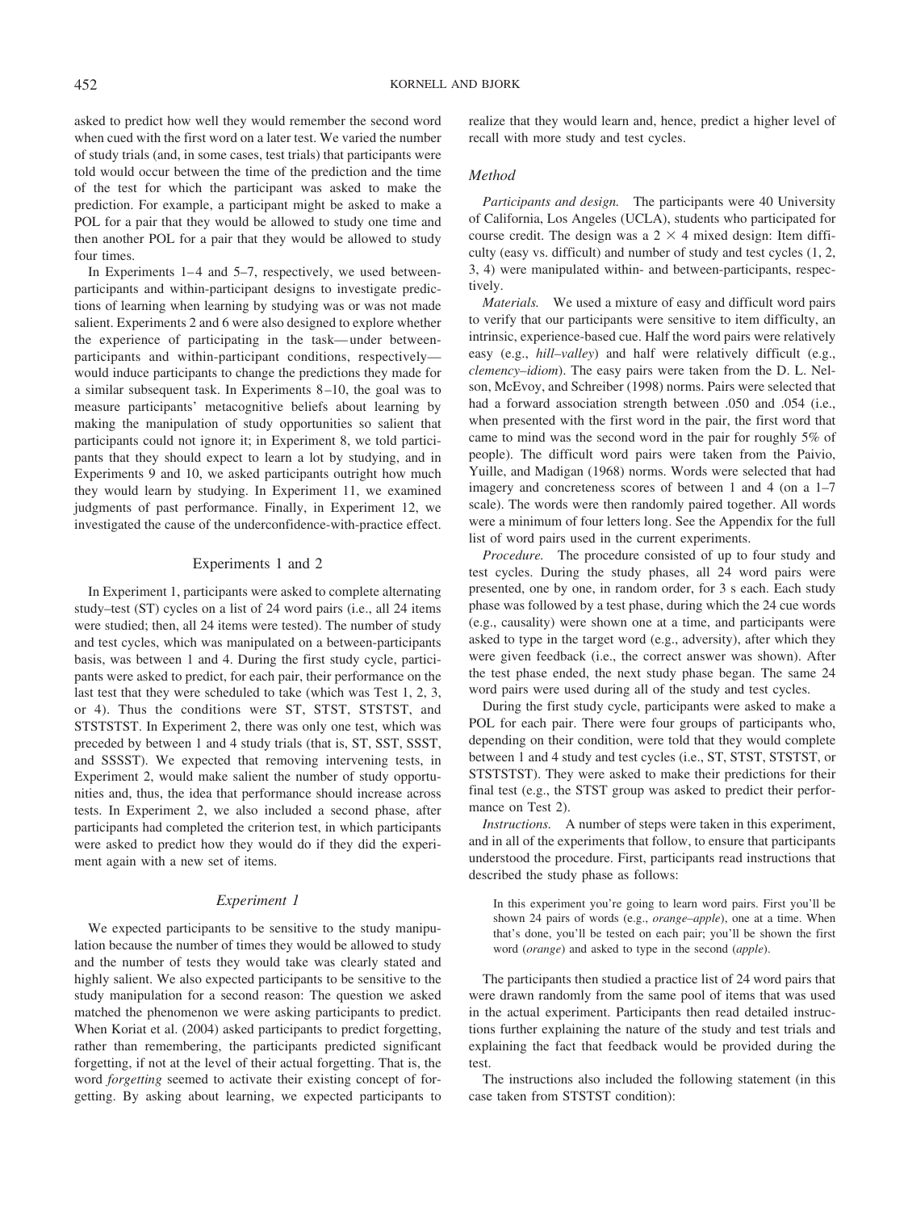asked to predict how well they would remember the second word when cued with the first word on a later test. We varied the number of study trials (and, in some cases, test trials) that participants were told would occur between the time of the prediction and the time of the test for which the participant was asked to make the prediction. For example, a participant might be asked to make a POL for a pair that they would be allowed to study one time and then another POL for a pair that they would be allowed to study four times.

In Experiments 1–4 and 5–7, respectively, we used between-participants and within-participant designs to investigate predictions of learning when learning by studying was or was not made salient. Experiments 2 and 6 were also designed to explore whether the experience of participating in the task—under between-participants and within-participant conditions, respectively—would induce participants to change the predictions they made for a similar subsequent task. In Experiments 8–10, the goal was to measure participants' metacognitive beliefs about learning by making the manipulation of study opportunities so salient that participants could not ignore it; in Experiment 8, we told participants that they should expect to learn a lot by studying, and in Experiments 9 and 10, we asked participants outright how much they would learn by studying. In Experiment 11, we examined judgments of past performance. Finally, in Experiment 12, we investigated the cause of the underconfidence-with-practice effect.

## Experiments 1 and 2

In Experiment 1, participants were asked to complete alternating study–test (ST) cycles on a list of 24 word pairs (i.e., all 24 items were studied; then, all 24 items were tested). The number of study and test cycles, which was manipulated on a between-participants basis, was between 1 and 4. During the first study cycle, participants were asked to predict, for each pair, their performance on the last test that they were scheduled to take (which was Test 1, 2, 3, or 4). Thus the conditions were ST, STST, STSTST, and STSTSTST. In Experiment 2, there was only one test, which was preceded by between 1 and 4 study trials (that is, ST, SST, SSST, and SSSST). We expected that removing intervening tests, in Experiment 2, would make salient the number of study opportunities and, thus, the idea that performance should increase across tests. In Experiment 2, we also included a second phase, after participants had completed the criterion test, in which participants were asked to predict how they would do if they did the experiment again with a new set of items.

### Experiment 1

We expected participants to be sensitive to the study manipulation because the number of times they would be allowed to study and the number of tests they would take was clearly stated and highly salient. We also expected participants to be sensitive to the study manipulation for a second reason: The question we asked matched the phenomenon we were asking participants to predict. When Koriat et al. (2004) asked participants to predict forgetting, rather than remembering, the participants predicted significant forgetting, if not at the level of their actual forgetting. That is, the word *forgetting* seemed to activate their existing concept of forgetting. By asking about learning, we expected participants to realize that they would learn and, hence, predict a higher level of recall with more study and test cycles.

#### Method

*Participants and design.* The participants were 40 University of California, Los Angeles (UCLA), students who participated for course credit. The design was a $2 \times 4$ mixed design: Item difficulty (easy vs. difficult) and number of study and test cycles (1, 2, 3, 4) were manipulated within- and between-participants, respectively.

*Materials.* We used a mixture of easy and difficult word pairs to verify that our participants were sensitive to item difficulty, an intrinsic, experience-based cue. Half the word pairs were relatively easy (e.g., *hill–valley*) and half were relatively difficult (e.g., *clemency–idiom*). The easy pairs were taken from the D. L. Nelson, McEvoy, and Schreiber (1998) norms. Pairs were selected that had a forward association strength between .050 and .054 (i.e., when presented with the first word in the pair, the first word that came to mind was the second word in the pair for roughly 5% of people). The difficult word pairs were taken from the Paivio, Yuille, and Madigan (1968) norms. Words were selected that had imagery and concreteness scores of between 1 and 4 (on a 1–7 scale). The words were then randomly paired together. All words were a minimum of four letters long. See the Appendix for the full list of word pairs used in the current experiments.

*Procedure.* The procedure consisted of up to four study and test cycles. During the study phases, all 24 word pairs were presented, one by one, in random order, for 3 s each. Each study phase was followed by a test phase, during which the 24 cue words (e.g., causality) were shown one at a time, and participants were asked to type in the target word (e.g., adversity), after which they were given feedback (i.e., the correct answer was shown). After the test phase ended, the next study phase began. The same 24 word pairs were used during all of the study and test cycles.

During the first study cycle, participants were asked to make a POL for each pair. There were four groups of participants who, depending on their condition, were told that they would complete between 1 and 4 study and test cycles (i.e., ST, STST, STSTST, or STSTSTST). They were asked to make their predictions for their final test (e.g., the STST group was asked to predict their performance on Test 2).

*Instructions.* A number of steps were taken in this experiment, and in all of the experiments that follow, to ensure that participants understood the procedure. First, participants read instructions that described the study phase as follows:

> In this experiment you're going to learn word pairs. First you'll be shown 24 pairs of words (e.g., *orange–apple*), one at a time. When that's done, you'll be tested on each pair; you'll be shown the first word (*orange*) and asked to type in the second (*apple*).

The participants then studied a practice list of 24 word pairs that were drawn randomly from the same pool of items that was used in the actual experiment. Participants then read detailed instructions further explaining the nature of the study and test trials and explaining the fact that feedback would be provided during the test.

The instructions also included the following statement (in this case taken from STSTST condition):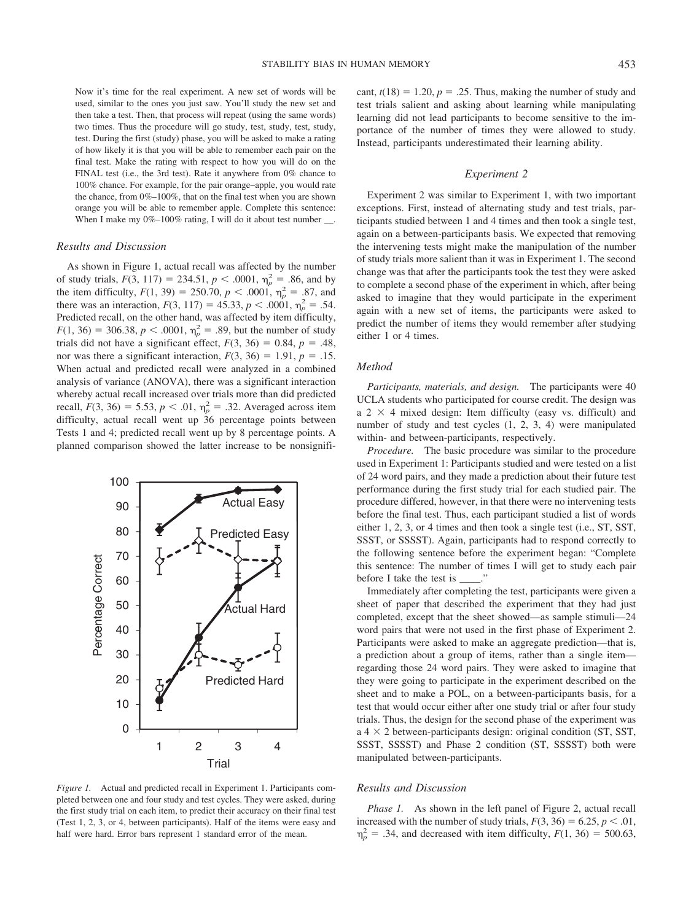Now it's time for the real experiment. A new set of words will be used, similar to the ones you just saw. You'll study the new set and then take a test. Then, that process will repeat (using the same words) two times. Thus the procedure will go study, test, study, test, study, test. During the first (study) phase, you will be asked to make a rating of how likely it is that you will be able to remember each pair on the final test. Make the rating with respect to how you will do on the FINAL test (i.e., the 3rd test). Rate it anywhere from 0% chance to 100% chance. For example, for the pair orange–apple, you would rate the chance, from 0%–100%, that on the final test when you are shown orange you will be able to remember apple. Complete this sentence: When I make my 0%–100% rating, I will do it about test number __.

### Results and Discussion

As shown in Figure 1, actual recall was affected by the number of study trials, $F(3, 117) = 234.51$, $p < .0001$, $\eta_p^2 = .86$, and by the item difficulty, $F(1, 39) = 250.70$, $p < .0001$, $\eta_p^2 = .87$, and there was an interaction, $F(3, 117) = 45.33$, $p < .0001$, $\eta_p^2 = .54$. Predicted recall, on the other hand, was affected by item difficulty, $F(1, 36) = 306.38$, $p < .0001$, $\eta_p^2 = .89$, but the number of study trials did not have a significant effect, $F(3, 36) = 0.84$, $p = .48$, nor was there a significant interaction, $F(3, 36) = 1.91$, $p = .15$. When actual and predicted recall were analyzed in a combined analysis of variance (ANOVA), there was a significant interaction whereby actual recall increased over trials more than did predicted recall, $F(3, 36) = 5.53$, $p < .01$, $\eta_p^2 = .32$. Averaged across item difficulty, actual recall went up 36 percentage points between Tests 1 and 4; predicted recall went up by 8 percentage points. A planned comparison showed the latter increase to be nonsignificant, $t(18) = 1.20$, $p = .25$. Thus, making the number of study and test trials salient and asking about learning while manipulating learning did not lead participants to become sensitive to the importance of the number of times they were allowed to study. Instead, participants underestimated their learning ability.

*Figure 1.* Actual and predicted recall in Experiment 1. Participants completed between one and four study and test cycles. They were asked, during the first study trial on each item, to predict their accuracy on their final test (Test 1, 2, 3, or 4, between participants). Half of the items were easy and half were hard. Error bars represent 1 standard error of the mean.

## Experiment 2

Experiment 2 was similar to Experiment 1, with two important exceptions. First, instead of alternating study and test trials, participants studied between 1 and 4 times and then took a single test, again on a between-participants basis. We expected that removing the intervening tests might make the manipulation of the number of study trials more salient than it was in Experiment 1. The second change was that after the participants took the test they were asked to complete a second phase of the experiment in which, after being asked to imagine that they would participate in the experiment again with a new set of items, the participants were asked to predict the number of items they would remember after studying either 1 or 4 times.

### Method

*Participants, materials, and design.* The participants were 40 UCLA students who participated for course credit. The design was a 2 × 4 mixed design: Item difficulty (easy vs. difficult) and number of study and test cycles (1, 2, 3, 4) were manipulated within- and between-participants, respectively.

*Procedure.* The basic procedure was similar to the procedure used in Experiment 1: Participants studied and were tested on a list of 24 word pairs, and they made a prediction about their future test performance during the first study trial for each studied pair. The procedure differed, however, in that there were no intervening tests before the final test. Thus, each participant studied a list of words either 1, 2, 3, or 4 times and then took a single test (i.e., ST, SST, SSST, or SSSST). Again, participants had to respond correctly to the following sentence before the experiment began: "Complete this sentence: The number of times I will get to study each pair before I take the test is ____."

Immediately after completing the test, participants were given a sheet of paper that described the experiment that they had just completed, except that the sheet showed—as sample stimuli—24 word pairs that were not used in the first phase of Experiment 2. Participants were asked to make an aggregate prediction—that is, a prediction about a group of items, rather than a single item—regarding those 24 word pairs. They were asked to imagine that they were going to participate in the experiment described on the sheet and to make a POL, on a between-participants basis, for a test that would occur either after one study trial or after four study trials. Thus, the design for the second phase of the experiment was a 4 × 2 between-participants design: original condition (ST, SST, SSST, SSSST) and Phase 2 condition (ST, SSSST) both were manipulated between-participants.

### Results and Discussion

*Phase 1.* As shown in the left panel of Figure 2, actual recall increased with the number of study trials, $F(3, 36) = 6.25$, $p < .01$, $\eta_p^2 = .34$, and decreased with item difficulty, $F(1, 36) = 500.63$,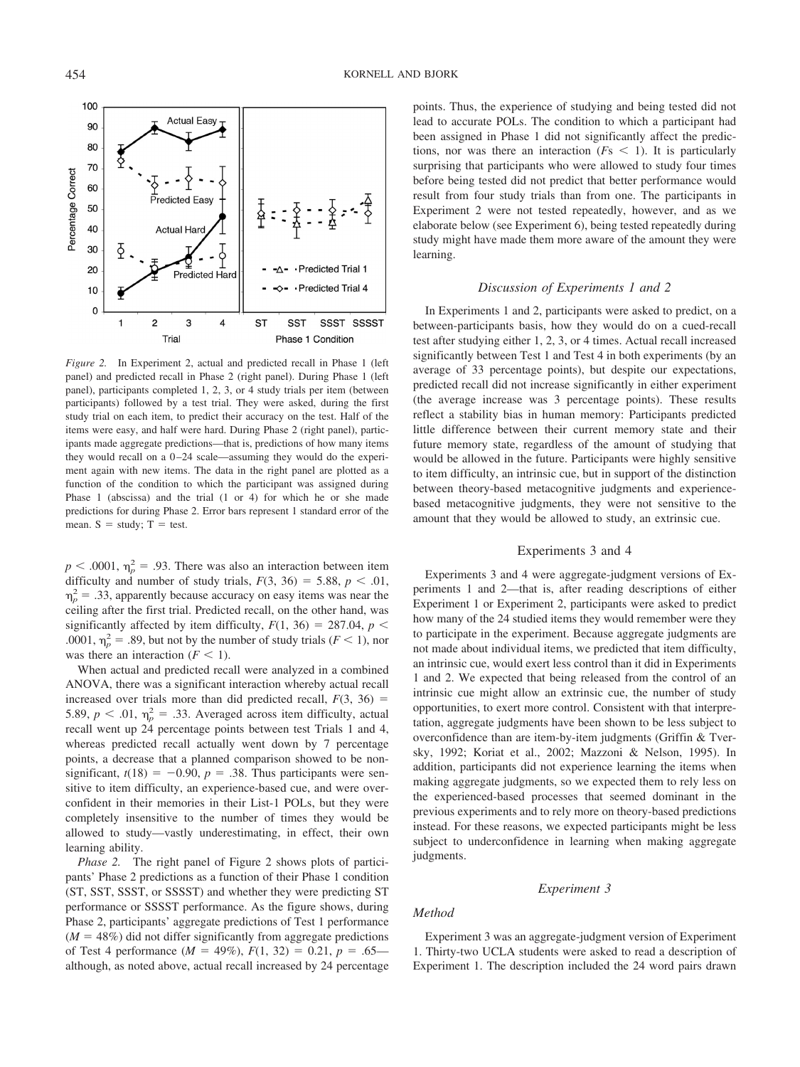*Figure 2.* In Experiment 2, actual and predicted recall in Phase 1 (left panel) and predicted recall in Phase 2 (right panel). During Phase 1 (left panel), participants completed 1, 2, 3, or 4 study trials per item (between participants) followed by a test trial. They were asked, during the first study trial on each item, to predict their accuracy on the test. Half of the items were easy, and half were hard. During Phase 2 (right panel), participants made aggregate predictions—that is, predictions of how many items they would recall on a 0–24 scale—assuming they would do the experiment again with new items. The data in the right panel are plotted as a function of the condition to which the participant was assigned during Phase 1 (abscissa) and the trial (1 or 4) for which he or she made predictions for during Phase 2. Error bars represent 1 standard error of the mean. S = study; T = test.

$p < .0001$, $\eta_p^2 = .93$. There was also an interaction between item difficulty and number of study trials, $F(3, 36) = 5.88$, $p < .01$, $\eta_p^2 = .33$, apparently because accuracy on easy items was near the ceiling after the first trial. Predicted recall, on the other hand, was significantly affected by item difficulty, $F(1, 36) = 287.04$, $p < .0001$, $\eta_p^2 = .89$, but not by the number of study trials ($F < 1$), nor was there an interaction ($F < 1$).

When actual and predicted recall were analyzed in a combined ANOVA, there was a significant interaction whereby actual recall increased over trials more than did predicted recall, $F(3, 36) = 5.89$, $p < .01$, $\eta_p^2 = .33$. Averaged across item difficulty, actual recall went up 24 percentage points between test Trials 1 and 4, whereas predicted recall actually went down by 7 percentage points, a decrease that a planned comparison showed to be nonsignificant, $t(18) = -0.90$, $p = .38$. Thus participants were sensitive to item difficulty, an experience-based cue, and were overconfident in their memories in their List-1 POLs, but they were completely insensitive to the number of times they would be allowed to study—vastly underestimating, in effect, their own learning ability.

*Phase 2.* The right panel of Figure 2 shows plots of participants' Phase 2 predictions as a function of their Phase 1 condition (ST, SST, SSST, or SSSST) and whether they were predicting ST performance or SSSST performance. As the figure shows, during Phase 2, participants' aggregate predictions of Test 1 performance ($M = 48\%$) did not differ significantly from aggregate predictions of Test 4 performance ($M = 49\%$), $F(1, 32) = 0.21$, $p = .65$—although, as noted above, actual recall increased by 24 percentage points. Thus, the experience of studying and being tested did not lead to accurate POLs. The condition to which a participant had been assigned in Phase 1 did not significantly affect the predictions, nor was there an interaction ($F$s $< 1$). It is particularly surprising that participants who were allowed to study four times before being tested did not predict that better performance would result from four study trials than from one. The participants in Experiment 2 were not tested repeatedly, however, and as we elaborate below (see Experiment 6), being tested repeatedly during study might have made them more aware of the amount they were learning.

### *Discussion of Experiments 1 and 2*

In Experiments 1 and 2, participants were asked to predict, on a between-participants basis, how they would do on a cued-recall test after studying either 1, 2, 3, or 4 times. Actual recall increased significantly between Test 1 and Test 4 in both experiments (by an average of 33 percentage points), but despite our expectations, predicted recall did not increase significantly in either experiment (the average increase was 3 percentage points). These results reflect a stability bias in human memory: Participants predicted little difference between their current memory state and their future memory state, regardless of the amount of studying that would be allowed in the future. Participants were highly sensitive to item difficulty, an intrinsic cue, but in support of the distinction between theory-based metacognitive judgments and experience-based metacognitive judgments, they were not sensitive to the amount that they would be allowed to study, an extrinsic cue.

## Experiments 3 and 4

Experiments 3 and 4 were aggregate-judgment versions of Experiments 1 and 2—that is, after reading descriptions of either Experiment 1 or Experiment 2, participants were asked to predict how many of the 24 studied items they would remember were they to participate in the experiment. Because aggregate judgments are not made about individual items, we predicted that item difficulty, an intrinsic cue, would exert less control than it did in Experiments 1 and 2. We expected that being released from the control of an intrinsic cue might allow an extrinsic cue, the number of study opportunities, to exert more control. Consistent with that interpretation, aggregate judgments have been shown to be less subject to overconfidence than are item-by-item judgments (Griffin & Tversky, 1992; Koriat et al., 2002; Mazzoni & Nelson, 1995). In addition, participants did not experience learning the items when making aggregate judgments, so we expected them to rely less on the experienced-based processes that seemed dominant in the previous experiments and to rely more on theory-based predictions instead. For these reasons, we expected participants might be less subject to underconfidence in learning when making aggregate judgments.

### *Experiment 3*

#### *Method*

Experiment 3 was an aggregate-judgment version of Experiment 1. Thirty-two UCLA students were asked to read a description of Experiment 1. The description included the 24 word pairs drawn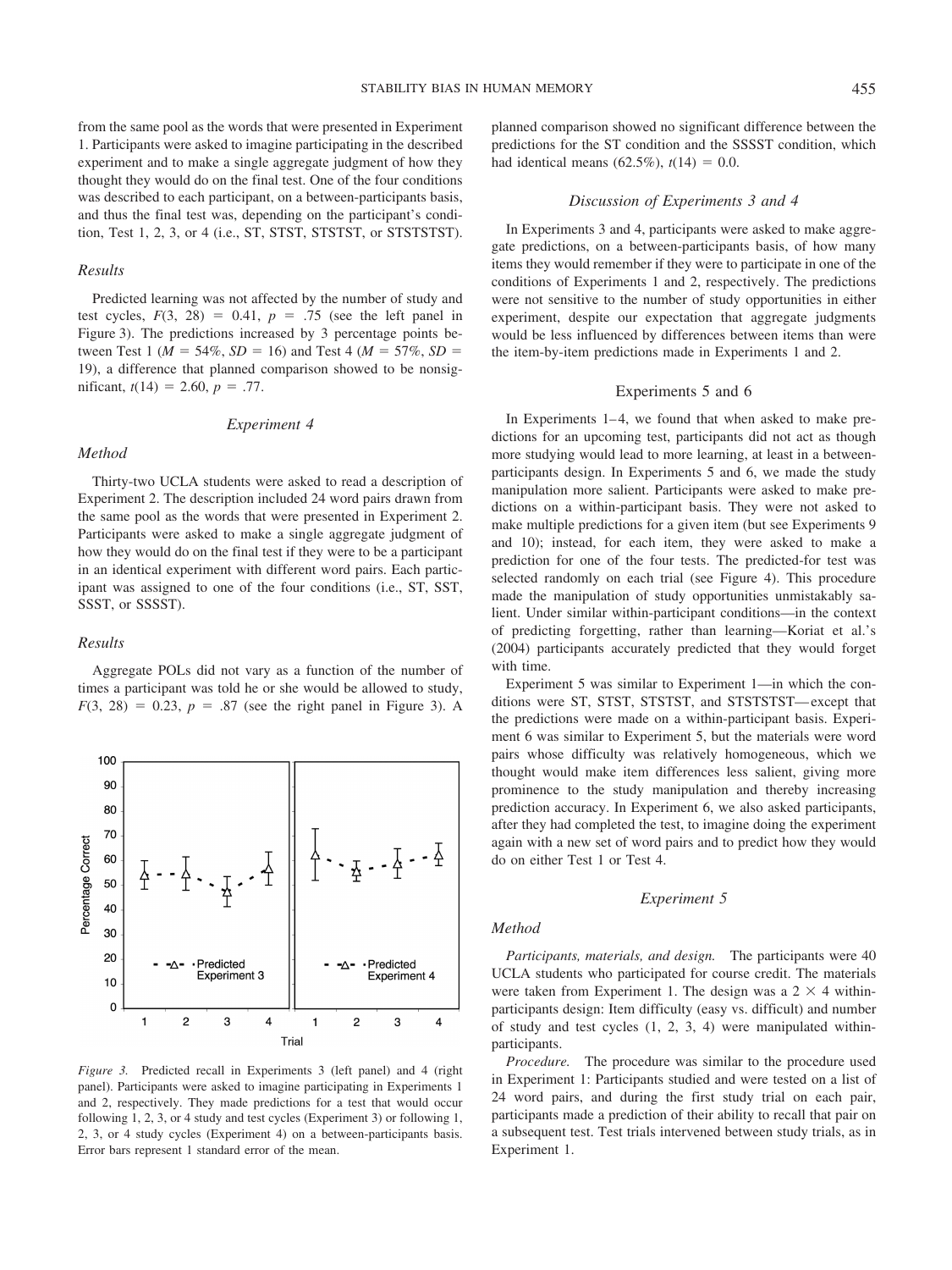from the same pool as the words that were presented in Experiment 1. Participants were asked to imagine participating in the described experiment and to make a single aggregate judgment of how they thought they would do on the final test. One of the four conditions was described to each participant, on a between-participants basis, and thus the final test was, depending on the participant's condition, Test 1, 2, 3, or 4 (i.e., ST, STST, STSTST, or STSTSTST).

### *Results*

Predicted learning was not affected by the number of study and test cycles, $F(3, 28) = 0.41$, $p = .75$ (see the left panel in Figure 3). The predictions increased by 3 percentage points between Test 1 ($M = 54\%$, $SD = 16$) and Test 4 ($M = 57\%$, $SD = 19$), a difference that planned comparison showed to be nonsignificant, $t(14) = 2.60$, $p = .77$.

## *Experiment 4*

### *Method*

Thirty-two UCLA students were asked to read a description of Experiment 2. The description included 24 word pairs drawn from the same pool as the words that were presented in Experiment 2. Participants were asked to make a single aggregate judgment of how they would do on the final test if they were to be a participant in an identical experiment with different word pairs. Each participant was assigned to one of the four conditions (i.e., ST, SST, SSSST, or SSSST).

### *Results*

Aggregate POLs did not vary as a function of the number of times a participant was told he or she would be allowed to study, $F(3, 28) = 0.23$, $p = .87$ (see the right panel in Figure 3). A planned comparison showed no significant difference between the predictions for the ST condition and the SSSST condition, which had identical means (62.5%), $t(14) = 0.0$.

*Figure 3.* Predicted recall in Experiments 3 (left panel) and 4 (right panel). Participants were asked to imagine participating in Experiments 1 and 2, respectively. They made predictions for a test that would occur following 1, 2, 3, or 4 study and test cycles (Experiment 3) or following 1, 2, 3, or 4 study cycles (Experiment 4) on a between-participants basis. Error bars represent 1 standard error of the mean.

## *Discussion of Experiments 3 and 4*

In Experiments 3 and 4, participants were asked to make aggregate predictions, on a between-participants basis, of how many items they would remember if they were to participate in one of the conditions of Experiments 1 and 2, respectively. The predictions were not sensitive to the number of study opportunities in either experiment, despite our expectation that aggregate judgments would be less influenced by differences between items than were the item-by-item predictions made in Experiments 1 and 2.

## Experiments 5 and 6

In Experiments 1–4, we found that when asked to make predictions for an upcoming test, participants did not act as though more studying would lead to more learning, at least in a between-participants design. In Experiments 5 and 6, we made the study manipulation more salient. Participants were asked to make predictions on a within-participant basis. They were not asked to make multiple predictions for a given item (but see Experiments 9 and 10); instead, for each item, they were asked to make a prediction for one of the four tests. The predicted-for test was selected randomly on each trial (see Figure 4). This procedure made the manipulation of study opportunities unmistakably salient. Under similar within-participant conditions—in the context of predicting forgetting, rather than learning—Koriat et al.'s (2004) participants accurately predicted that they would forget with time.

Experiment 5 was similar to Experiment 1—in which the conditions were ST, STST, STSTST, and STSTSTST—except that the predictions were made on a within-participant basis. Experiment 6 was similar to Experiment 5, but the materials were word pairs whose difficulty was relatively homogeneous, which we thought would make item differences less salient, giving more prominence to the study manipulation and thereby increasing prediction accuracy. In Experiment 6, we also asked participants, after they had completed the test, to imagine doing the experiment again with a new set of word pairs and to predict how they would do on either Test 1 or Test 4.

## *Experiment 5*

### *Method*

*Participants, materials, and design.* The participants were 40 UCLA students who participated for course credit. The materials were taken from Experiment 1. The design was a $2 \times 4$ within-participants design: Item difficulty (easy vs. difficult) and number of study and test cycles (1, 2, 3, 4) were manipulated within-participants.

*Procedure.* The procedure was similar to the procedure used in Experiment 1: Participants studied and were tested on a list of 24 word pairs, and during the first study trial on each pair, participants made a prediction of their ability to recall that pair on a subsequent test. Test trials intervened between study trials, as in Experiment 1.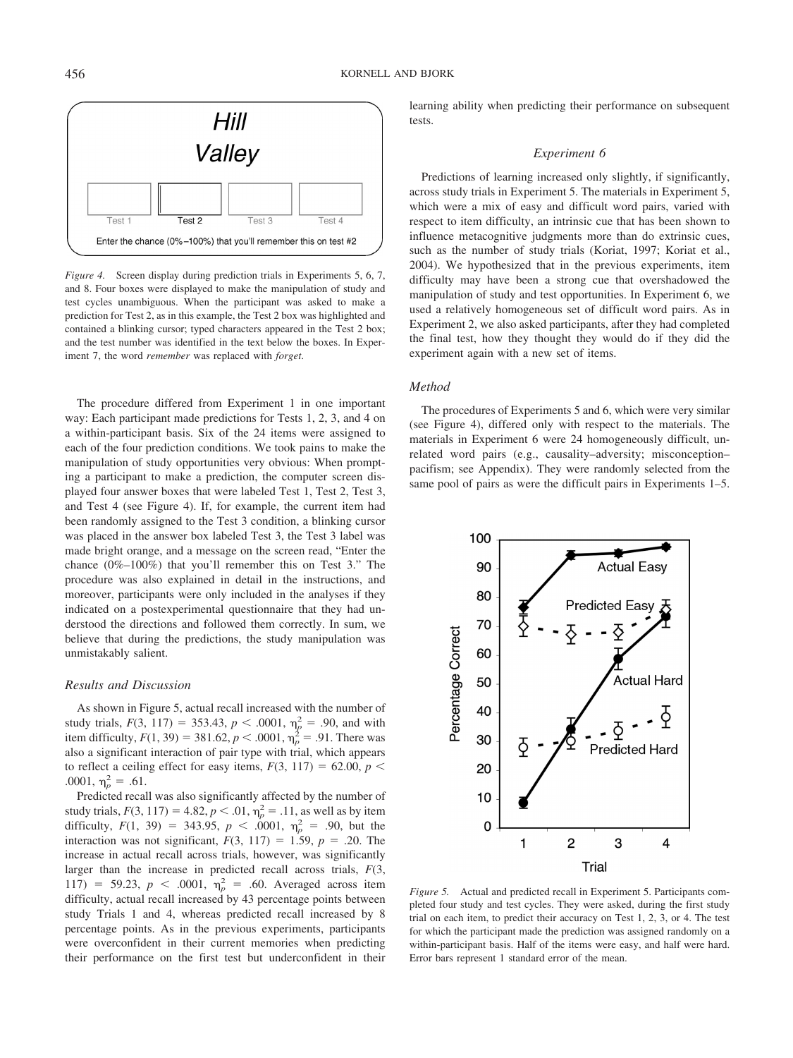*Figure 4.* Screen display during prediction trials in Experiments 5, 6, 7, and 8. Four boxes were displayed to make the manipulation of study and test cycles unambiguous. When the participant was asked to make a prediction for Test 2, as in this example, the Test 2 box was highlighted and contained a blinking cursor; typed characters appeared in the Test 2 box; and the test number was identified in the text below the boxes. In Experiment 7, the word *remember* was replaced with *forget*.

The procedure differed from Experiment 1 in one important way: Each participant made predictions for Tests 1, 2, 3, and 4 on a within-participant basis. Six of the 24 items were assigned to each of the four prediction conditions. We took pains to make the manipulation of study opportunities very obvious: When prompting a participant to make a prediction, the computer screen displayed four answer boxes that were labeled Test 1, Test 2, Test 3, and Test 4 (see Figure 4). If, for example, the current item had been randomly assigned to the Test 3 condition, a blinking cursor was placed in the answer box labeled Test 3, the Test 3 label was made bright orange, and a message on the screen read, "Enter the chance (0%–100%) that you'll remember this on Test 3." The procedure was also explained in detail in the instructions, and moreover, participants were only included in the analyses if they indicated on a postexperimental questionnaire that they had understood the directions and followed them correctly. In sum, we believe that during the predictions, the study manipulation was unmistakably salient.

### Results and Discussion

As shown in Figure 5, actual recall increased with the number of study trials, $F(3, 117) = 353.43$, $p < .0001$, $\eta_p^2 = .90$, and with item difficulty, $F(1, 39) = 381.62$, $p < .0001$, $\eta_p^2 = .91$. There was also a significant interaction of pair type with trial, which appears to reflect a ceiling effect for easy items, $F(3, 117) = 62.00$, $p < .0001$, $\eta_p^2 = .61$.

Predicted recall was also significantly affected by the number of study trials, $F(3, 117) = 4.82$, $p < .01$, $\eta_p^2 = .11$, as well as by item difficulty, $F(1, 39) = 343.95$, $p < .0001$, $\eta_p^2 = .90$, but the interaction was not significant, $F(3, 117) = 1.59$, $p = .20$. The increase in actual recall across trials, however, was significantly larger than the increase in predicted recall across trials, $F(3, 117) = 59.23$, $p < .0001$, $\eta_p^2 = .60$. Averaged across item difficulty, actual recall increased by 43 percentage points between study Trials 1 and 4, whereas predicted recall increased by 8 percentage points. As in the previous experiments, participants were overconfident in their current memories when predicting their performance on the first test but underconfident in their learning ability when predicting their performance on subsequent tests.

## Experiment 6

Predictions of learning increased only slightly, if significantly, across study trials in Experiment 5. The materials in Experiment 5, which were a mix of easy and difficult word pairs, varied with respect to item difficulty, an intrinsic cue that has been shown to influence metacognitive judgments more than do extrinsic cues, such as the number of study trials (Koriat, 1997; Koriat et al., 2004). We hypothesized that in the previous experiments, item difficulty may have been a strong cue that overshadowed the manipulation of study and test opportunities. In Experiment 6, we used a relatively homogeneous set of difficult word pairs. As in Experiment 2, we also asked participants, after they had completed the final test, how they thought they would do if they did the experiment again with a new set of items.

### Method

The procedures of Experiments 5 and 6, which were very similar (see Figure 4), differed only with respect to the materials. The materials in Experiment 6 were 24 homogeneously difficult, unrelated word pairs (e.g., causality–adversity; misconception–pacifism; see Appendix). They were randomly selected from the same pool of pairs as were the difficult pairs in Experiments 1–5.

*Figure 5.* Actual and predicted recall in Experiment 5. Participants completed four study and test cycles. They were asked, during the first study trial on each item, to predict their accuracy on Test 1, 2, 3, or 4. The test for which the participant made the prediction was assigned randomly on a within-participant basis. Half of the items were easy, and half were hard. Error bars represent 1 standard error of the mean.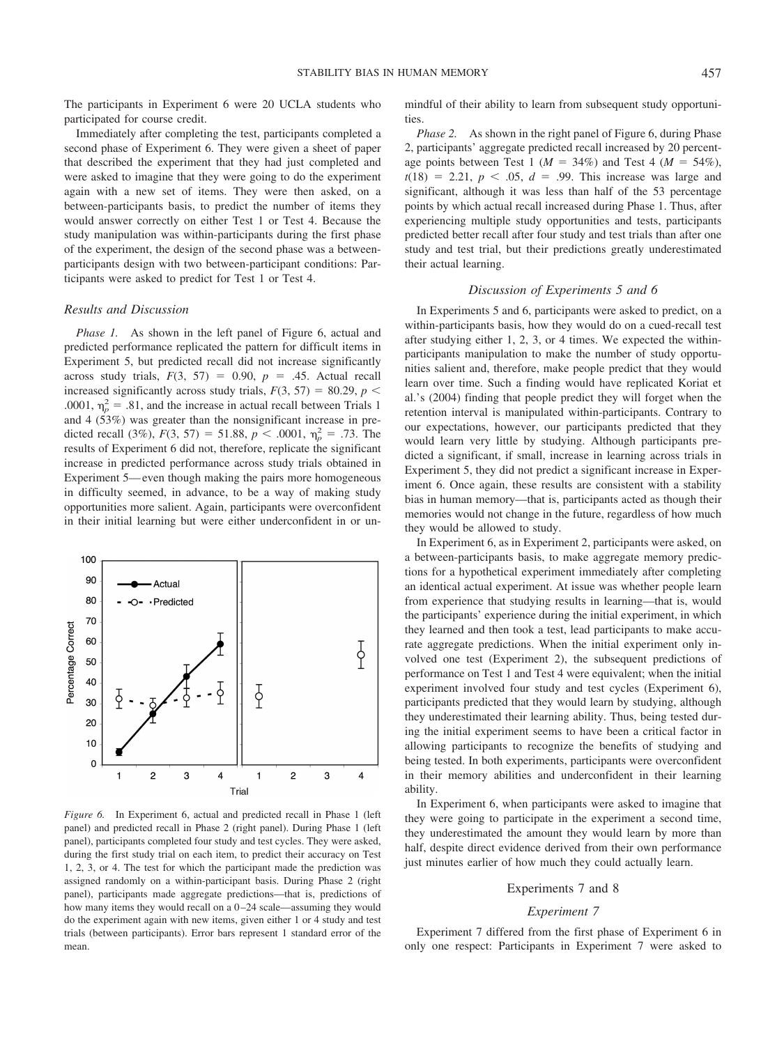The participants in Experiment 6 were 20 UCLA students who participated for course credit.

Immediately after completing the test, participants completed a second phase of Experiment 6. They were given a sheet of paper that described the experiment that they had just completed and were asked to imagine that they were going to do the experiment again with a new set of items. They were then asked, on a between-participants basis, to predict the number of items they would answer correctly on either Test 1 or Test 4. Because the study manipulation was within-participants during the first phase of the experiment, the design of the second phase was a between-participants design with two between-participant conditions: Participants were asked to predict for Test 1 or Test 4.

### Results and Discussion

*Phase 1.* As shown in the left panel of Figure 6, actual and predicted performance replicated the pattern for difficult items in Experiment 5, but predicted recall did not increase significantly across study trials, $F(3, 57) = 0.90$, $p = .45$. Actual recall increased significantly across study trials, $F(3, 57) = 80.29$, $p < .0001$, $\eta_p^2 = .81$, and the increase in actual recall between Trials 1 and 4 (53%) was greater than the nonsignificant increase in predicted recall (3%), $F(3, 57) = 51.88$, $p < .0001$, $\eta_p^2 = .73$. The results of Experiment 6 did not, therefore, replicate the significant increase in predicted performance across study trials obtained in Experiment 5—even though making the pairs more homogeneous in difficulty seemed, in advance, to be a way of making study opportunities more salient. Again, participants were overconfident in their initial learning but were either underconfident in or unmindful of their ability to learn from subsequent study opportunities.

*Figure 6.* In Experiment 6, actual and predicted recall in Phase 1 (left panel) and predicted recall in Phase 2 (right panel). During Phase 1 (left panel), participants completed four study and test cycles. They were asked, during the first study trial on each item, to predict their accuracy on Test 1, 2, 3, or 4. The test for which the participant made the prediction was assigned randomly on a within-participant basis. During Phase 2 (right panel), participants made aggregate predictions—that is, predictions of how many items they would recall on a 0–24 scale—assuming they would do the experiment again with new items, given either 1 or 4 study and test trials (between participants). Error bars represent 1 standard error of the mean.

*Phase 2.* As shown in the right panel of Figure 6, during Phase 2, participants' aggregate predicted recall increased by 20 percentage points between Test 1 ($M = 34\%$) and Test 4 ($M = 54\%$), $t(18) = 2.21$, $p < .05$, $d = .99$. This increase was large and significant, although it was less than half of the 53 percentage points by which actual recall increased during Phase 1. Thus, after experiencing multiple study opportunities and tests, participants predicted better recall after four study and test trials than after one study and test trial, but their predictions greatly underestimated their actual learning.

### Discussion of Experiments 5 and 6

In Experiments 5 and 6, participants were asked to predict, on a within-participants basis, how they would do on a cued-recall test after studying either 1, 2, 3, or 4 times. We expected the within-participants manipulation to make the number of study opportunities salient and, therefore, make people predict that they would learn over time. Such a finding would have replicated Koriat et al.'s (2004) finding that people predict they will forget when the retention interval is manipulated within-participants. Contrary to our expectations, however, our participants predicted that they would learn very little by studying. Although participants predicted a significant, if small, increase in learning across trials in Experiment 5, they did not predict a significant increase in Experiment 6. Once again, these results are consistent with a stability bias in human memory—that is, participants acted as though their memories would not change in the future, regardless of how much they would be allowed to study.

In Experiment 6, as in Experiment 2, participants were asked, on a between-participants basis, to make aggregate memory predictions for a hypothetical experiment immediately after completing an identical actual experiment. At issue was whether people learn from experience that studying results in learning—that is, would the participants' experience during the initial experiment, in which they learned and then took a test, lead participants to make accurate aggregate predictions. When the initial experiment only involved one test (Experiment 2), the subsequent predictions of performance on Test 1 and Test 4 were equivalent; when the initial experiment involved four study and test cycles (Experiment 6), participants predicted that they would learn by studying, although they underestimated their learning ability. Thus, being tested during the initial experiment seems to have been a critical factor in allowing participants to recognize the benefits of studying and being tested. In both experiments, participants were overconfident in their memory abilities and underconfident in their learning ability.

In Experiment 6, when participants were asked to imagine that they were going to participate in the experiment a second time, they underestimated the amount they would learn by more than half, despite direct evidence derived from their own performance just minutes earlier of how much they could actually learn.

## Experiments 7 and 8

### Experiment 7

Experiment 7 differed from the first phase of Experiment 6 in only one respect: Participants in Experiment 7 were asked to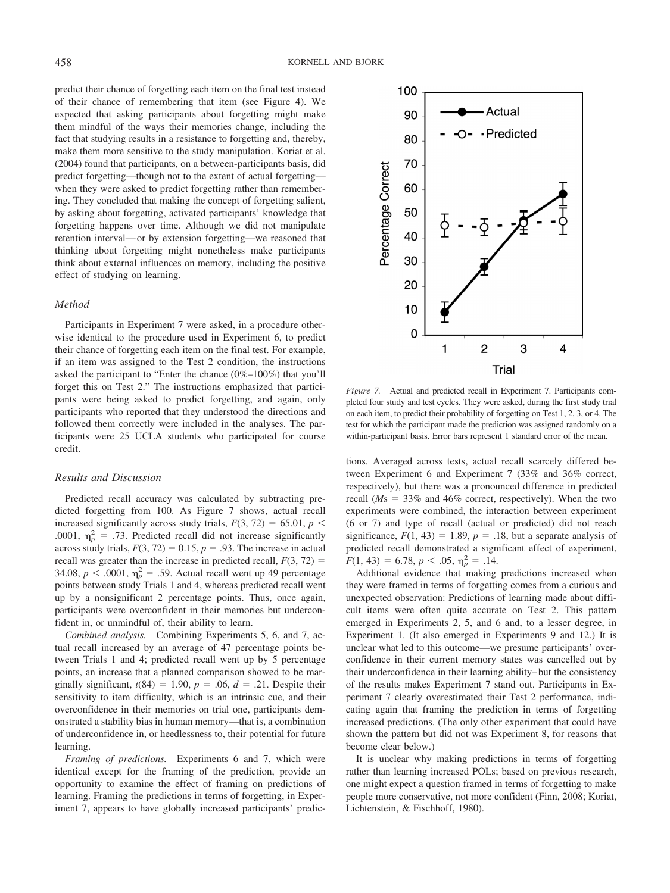predict their chance of forgetting each item on the final test instead of their chance of remembering that item (see Figure 4). We expected that asking participants about forgetting might make them mindful of the ways their memories change, including the fact that studying results in a resistance to forgetting and, thereby, make them more sensitive to the study manipulation. Koriat et al. (2004) found that participants, on a between-participants basis, did predict forgetting—though not to the extent of actual forgetting—when they were asked to predict forgetting rather than remembering. They concluded that making the concept of forgetting salient, by asking about forgetting, activated participants' knowledge that forgetting happens over time. Although we did not manipulate retention interval—or by extension forgetting—we reasoned that thinking about forgetting might nonetheless make participants think about external influences on memory, including the positive effect of studying on learning.

### Method

Participants in Experiment 7 were asked, in a procedure otherwise identical to the procedure used in Experiment 6, to predict their chance of forgetting each item on the final test. For example, if an item was assigned to the Test 2 condition, the instructions asked the participant to "Enter the chance (0%–100%) that you'll forget this on Test 2." The instructions emphasized that participants were being asked to predict forgetting, and again, only participants who reported that they understood the directions and followed them correctly were included in the analyses. The participants were 25 UCLA students who participated for course credit.

### Results and Discussion

Predicted recall accuracy was calculated by subtracting predicted forgetting from 100. As Figure 7 shows, actual recall increased significantly across study trials, $F(3, 72) = 65.01$, $p < .0001$, $\eta_p^2 = .73$. Predicted recall did not increase significantly across study trials, $F(3, 72) = 0.15$, $p = .93$. The increase in actual recall was greater than the increase in predicted recall, $F(3, 72) = 34.08$, $p < .0001$, $\eta_p^2 = .59$. Actual recall went up 49 percentage points between study Trials 1 and 4, whereas predicted recall went up by a nonsignificant 2 percentage points. Thus, once again, participants were overconfident in their memories but underconfident in, or unmindful of, their ability to learn.

*Combined analysis.* Combining Experiments 5, 6, and 7, actual recall increased by an average of 47 percentage points between Trials 1 and 4; predicted recall went up by 5 percentage points, an increase that a planned comparison showed to be marginally significant, $t(84) = 1.90$, $p = .06$, $d = .21$. Despite their sensitivity to item difficulty, which is an intrinsic cue, and their overconfidence in their memories on trial one, participants demonstrated a stability bias in human memory—that is, a combination of underconfidence in, or heedlessness to, their potential for future learning.

*Framing of predictions.* Experiments 6 and 7, which were identical except for the framing of the prediction, provide an opportunity to examine the effect of framing on predictions of learning. Framing the predictions in terms of forgetting, in Experiment 7, appears to have globally increased participants' predictions. Averaged across tests, actual recall scarcely differed between Experiment 6 and Experiment 7 (33% and 36% correct, respectively), but there was a pronounced difference in predicted recall (*M*s = 33% and 46% correct, respectively). When the two experiments were combined, the interaction between experiment (6 or 7) and type of recall (actual or predicted) did not reach significance, $F(1, 43) = 1.89$, $p = .18$, but a separate analysis of predicted recall demonstrated a significant effect of experiment, $F(1, 43) = 6.78$, $p < .05$, $\eta_p^2 = .14$.

*Figure 7.* Actual and predicted recall in Experiment 7. Participants completed four study and test cycles. They were asked, during the first study trial on each item, to predict their probability of forgetting on Test 1, 2, 3, or 4. The test for which the participant made the prediction was assigned randomly on a within-participant basis. Error bars represent 1 standard error of the mean.

Additional evidence that making predictions increased when they were framed in terms of forgetting comes from a curious and unexpected observation: Predictions of learning made about difficult items were often quite accurate on Test 2. This pattern emerged in Experiments 2, 5, and 6 and, to a lesser degree, in Experiment 1. (It also emerged in Experiments 9 and 12.) It is unclear what led to this outcome—we presume participants' overconfidence in their current memory states was cancelled out by their underconfidence in their learning ability–but the consistency of the results makes Experiment 7 stand out. Participants in Experiment 7 clearly overestimated their Test 2 performance, indicating again that framing the prediction in terms of forgetting increased predictions. (The only other experiment that could have shown the pattern but did not was Experiment 8, for reasons that become clear below.)

It is unclear why making predictions in terms of forgetting rather than learning increased POLs; based on previous research, one might expect a question framed in terms of forgetting to make people more conservative, not more confident (Finn, 2008; Koriat, Lichtenstein, & Fischhoff, 1980).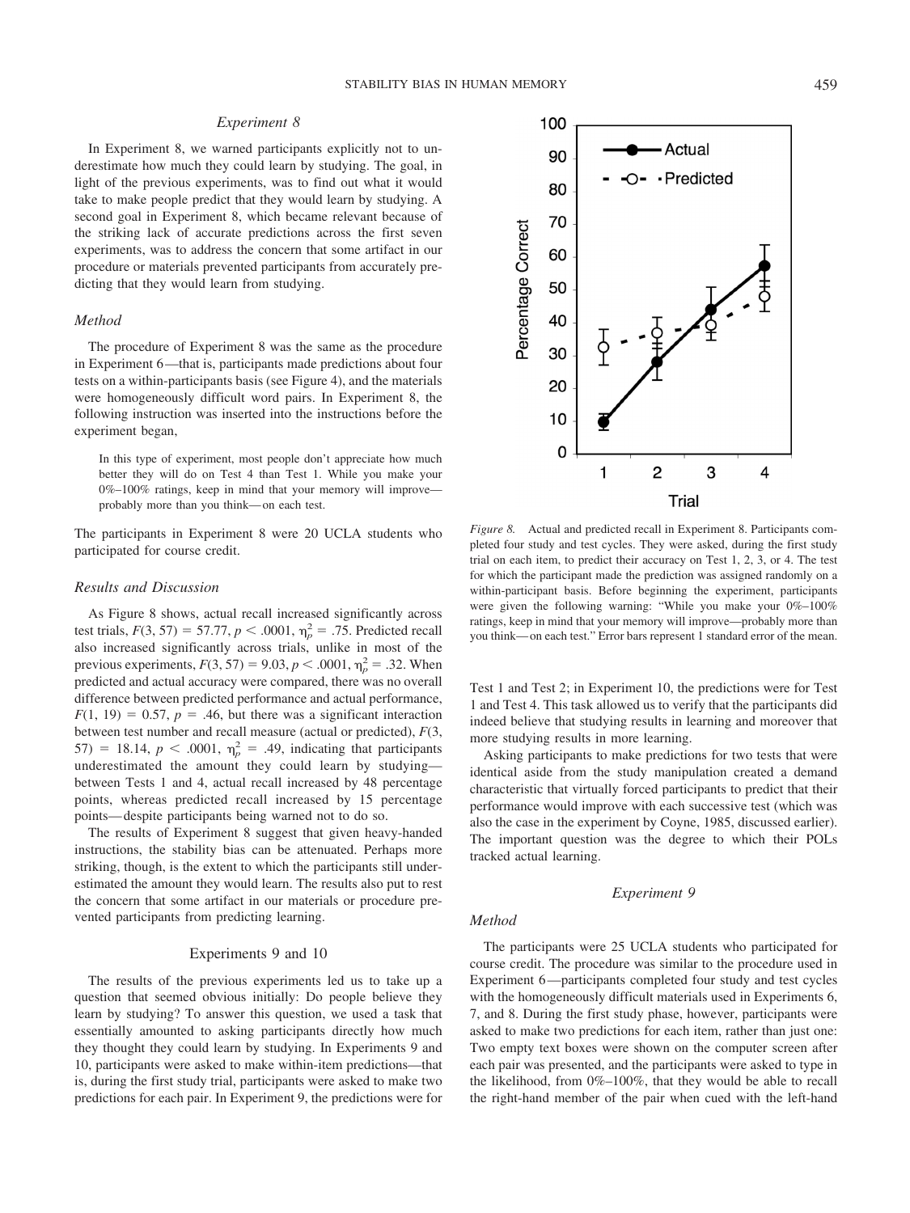### Experiment 8

In Experiment 8, we warned participants explicitly not to underestimate how much they could learn by studying. The goal, in light of the previous experiments, was to find out what it would take to make people predict that they would learn by studying. A second goal in Experiment 8, which became relevant because of the striking lack of accurate predictions across the first seven experiments, was to address the concern that some artifact in our procedure or materials prevented participants from accurately predicting that they would learn from studying.

### Method

The procedure of Experiment 8 was the same as the procedure in Experiment 6—that is, participants made predictions about four tests on a within-participants basis (see Figure 4), and the materials were homogeneously difficult word pairs. In Experiment 8, the following instruction was inserted into the instructions before the experiment began,

> In this type of experiment, most people don't appreciate how much better they will do on Test 4 than Test 1. While you make your 0%–100% ratings, keep in mind that your memory will improve—probably more than you think—on each test.

The participants in Experiment 8 were 20 UCLA students who participated for course credit.

### Results and Discussion

As Figure 8 shows, actual recall increased significantly across test trials, $F(3, 57) = 57.77$, $p < .0001$, $\eta_p^2 = .75$. Predicted recall also increased significantly across trials, unlike in most of the previous experiments, $F(3, 57) = 9.03$, $p < .0001$, $\eta_p^2 = .32$. When predicted and actual accuracy were compared, there was no overall difference between predicted performance and actual performance, $F(1, 19) = 0.57$, $p = .46$, but there was a significant interaction between test number and recall measure (actual or predicted), $F(3, 57) = 18.14$, $p < .0001$, $\eta_p^2 = .49$, indicating that participants underestimated the amount they could learn by studying—between Tests 1 and 4, actual recall increased by 48 percentage points, whereas predicted recall increased by 15 percentage points—despite participants being warned not to do so.

The results of Experiment 8 suggest that given heavy-handed instructions, the stability bias can be attenuated. Perhaps more striking, though, is the extent to which the participants still underestimated the amount they would learn. The results also put to rest the concern that some artifact in our materials or procedure prevented participants from predicting learning.

*Figure 8.* Actual and predicted recall in Experiment 8. Participants completed four study and test cycles. They were asked, during the first study trial on each item, to predict their accuracy on Test 1, 2, 3, or 4. The test for which the participant made the prediction was assigned randomly on a within-participant basis. Before beginning the experiment, participants were given the following warning: "While you make your 0%–100% ratings, keep in mind that your memory will improve—probably more than you think—on each test." Error bars represent 1 standard error of the mean.

## Experiments 9 and 10

The results of the previous experiments led us to take up a question that seemed obvious initially: Do people believe they learn by studying? To answer this question, we used a task that essentially amounted to asking participants directly how much they thought they could learn by studying. In Experiments 9 and 10, participants were asked to make within-item predictions—that is, during the first study trial, participants were asked to make two predictions for each pair. In Experiment 9, the predictions were for Test 1 and Test 2; in Experiment 10, the predictions were for Test 1 and Test 4. This task allowed us to verify that the participants did indeed believe that studying results in learning and moreover that more studying results in more learning.

Asking participants to make predictions for two tests that were identical aside from the study manipulation created a demand characteristic that virtually forced participants to predict that their performance would improve with each successive test (which was also the case in the experiment by Coyne, 1985, discussed earlier). The important question was the degree to which their POLs tracked actual learning.

### Experiment 9

### Method

The participants were 25 UCLA students who participated for course credit. The procedure was similar to the procedure used in Experiment 6—participants completed four study and test cycles with the homogeneously difficult materials used in Experiments 6, 7, and 8. During the first study phase, however, participants were asked to make two predictions for each item, rather than just one: Two empty text boxes were shown on the computer screen after each pair was presented, and the participants were asked to type in the likelihood, from 0%–100%, that they would be able to recall the right-hand member of the pair when cued with the left-hand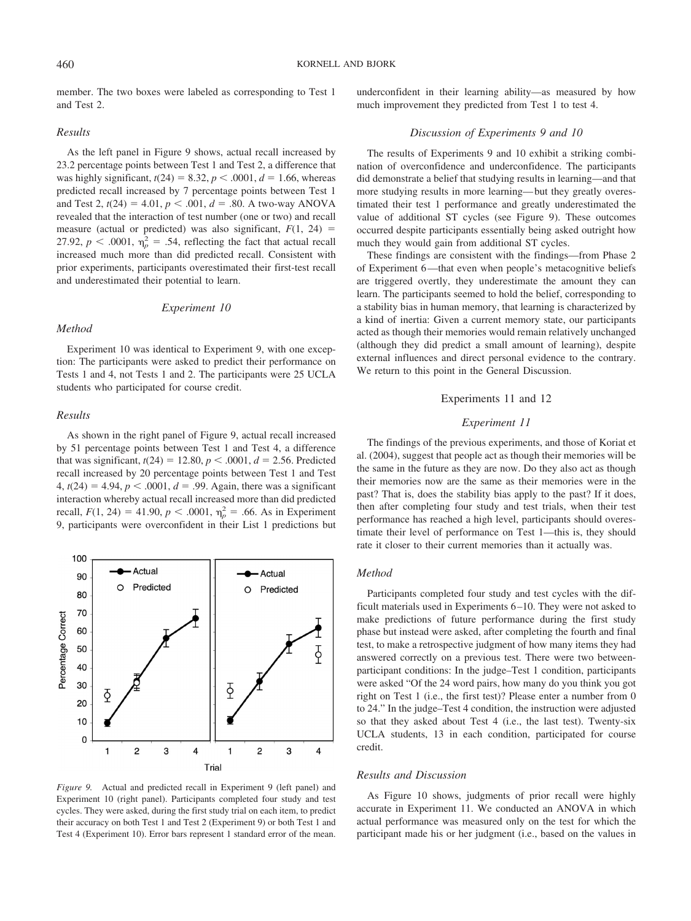member. The two boxes were labeled as corresponding to Test 1 and Test 2.

### Results

As the left panel in Figure 9 shows, actual recall increased by 23.2 percentage points between Test 1 and Test 2, a difference that was highly significant, $t(24) = 8.32$, $p < .0001$, $d = 1.66$, whereas predicted recall increased by 7 percentage points between Test 1 and Test 2, $t(24) = 4.01$, $p < .001$, $d = .80$. A two-way ANOVA revealed that the interaction of test number (one or two) and recall measure (actual or predicted) was also significant, $F(1, 24) = 27.92$, $p < .0001$, $\eta_p^2 = .54$, reflecting the fact that actual recall increased much more than did predicted recall. Consistent with prior experiments, participants overestimated their first-test recall and underestimated their potential to learn.

## Experiment 10

### Method

Experiment 10 was identical to Experiment 9, with one exception: The participants were asked to predict their performance on Tests 1 and 4, not Tests 1 and 2. The participants were 25 UCLA students who participated for course credit.

### Results

As shown in the right panel of Figure 9, actual recall increased by 51 percentage points between Test 1 and Test 4, a difference that was significant, $t(24) = 12.80$, $p < .0001$, $d = 2.56$. Predicted recall increased by 20 percentage points between Test 1 and Test 4, $t(24) = 4.94$, $p < .0001$, $d = .99$. Again, there was a significant interaction whereby actual recall increased more than did predicted recall, $F(1, 24) = 41.90$, $p < .0001$, $\eta_p^2 = .66$. As in Experiment 9, participants were overconfident in their List 1 predictions but underconfident in their learning ability—as measured by how much improvement they predicted from Test 1 to test 4.

*Figure 9.* Actual and predicted recall in Experiment 9 (left panel) and Experiment 10 (right panel). Participants completed four study and test cycles. They were asked, during the first study trial on each item, to predict their accuracy on both Test 1 and Test 2 (Experiment 9) or both Test 1 and Test 4 (Experiment 10). Error bars represent 1 standard error of the mean.

## Discussion of Experiments 9 and 10

The results of Experiments 9 and 10 exhibit a striking combination of overconfidence and underconfidence. The participants did demonstrate a belief that studying results in learning—and that more studying results in more learning—but they greatly overestimated their test 1 performance and greatly underestimated the value of additional ST cycles (see Figure 9). These outcomes occurred despite participants essentially being asked outright how much they would gain from additional ST cycles.

These findings are consistent with the findings—from Phase 2 of Experiment 6—that even when people's metacognitive beliefs are triggered overtly, they underestimate the amount they can learn. The participants seemed to hold the belief, corresponding to a stability bias in human memory, that learning is characterized by a kind of inertia: Given a current memory state, our participants acted as though their memories would remain relatively unchanged (although they did predict a small amount of learning), despite external influences and direct personal evidence to the contrary. We return to this point in the General Discussion.

# Experiments 11 and 12

## Experiment 11

The findings of the previous experiments, and those of Koriat et al. (2004), suggest that people act as though their memories will be the same in the future as they are now. Do they also act as though their memories now are the same as their memories were in the past? That is, does the stability bias apply to the past? If it does, then after completing four study and test trials, when their test performance has reached a high level, participants should overestimate their level of performance on Test 1—this is, they should rate it closer to their current memories than it actually was.

### Method

Participants completed four study and test cycles with the difficult materials used in Experiments 6–10. They were not asked to make predictions of future performance during the first study phase but instead were asked, after completing the fourth and final test, to make a retrospective judgment of how many items they had answered correctly on a previous test. There were two between-participant conditions: In the judge–Test 1 condition, participants were asked "Of the 24 word pairs, how many do you think you got right on Test 1 (i.e., the first test)? Please enter a number from 0 to 24." In the judge–Test 4 condition, the instruction were adjusted so that they asked about Test 4 (i.e., the last test). Twenty-six UCLA students, 13 in each condition, participated for course credit.

### Results and Discussion

As Figure 10 shows, judgments of prior recall were highly accurate in Experiment 11. We conducted an ANOVA in which actual performance was measured only on the test for which the participant made his or her judgment (i.e., based on the values in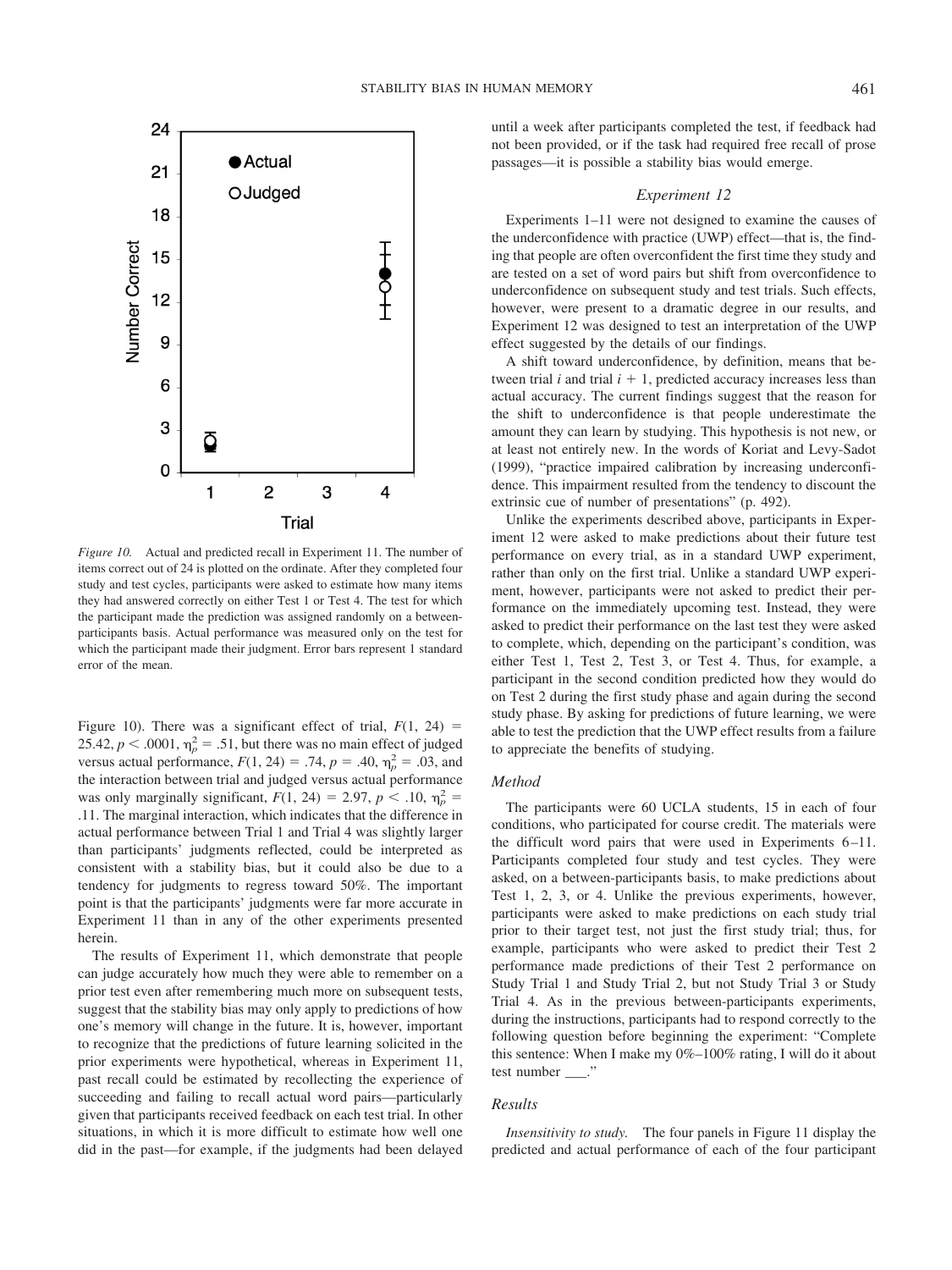*Figure 10.* Actual and predicted recall in Experiment 11. The number of items correct out of 24 is plotted on the ordinate. After they completed four study and test cycles, participants were asked to estimate how many items they had answered correctly on either Test 1 or Test 4. The test for which the participant made the prediction was assigned randomly on a between-participants basis. Actual performance was measured only on the test for which the participant made their judgment. Error bars represent 1 standard error of the mean.

Figure 10). There was a significant effect of trial, $F(1, 24) = 25.42$, $p < .0001$, $\eta_p^2 = .51$, but there was no main effect of judged versus actual performance, $F(1, 24) = .74$, $p = .40$, $\eta_p^2 = .03$, and the interaction between trial and judged versus actual performance was only marginally significant, $F(1, 24) = 2.97$, $p < .10$, $\eta_p^2 = .11$. The marginal interaction, which indicates that the difference in actual performance between Trial 1 and Trial 4 was slightly larger than participants' judgments reflected, could be interpreted as consistent with a stability bias, but it could also be due to a tendency for judgments to regress toward 50%. The important point is that the participants' judgments were far more accurate in Experiment 11 than in any of the other experiments presented herein.

The results of Experiment 11, which demonstrate that people can judge accurately how much they were able to remember on a prior test even after remembering much more on subsequent tests, suggest that the stability bias may only apply to predictions of how one's memory will change in the future. It is, however, important to recognize that the predictions of future learning solicited in the prior experiments were hypothetical, whereas in Experiment 11, past recall could be estimated by recollecting the experience of succeeding and failing to recall actual word pairs—particularly given that participants received feedback on each test trial. In other situations, in which it is more difficult to estimate how well one did in the past—for example, if the judgments had been delayed until a week after participants completed the test, if feedback had not been provided, or if the task had required free recall of prose passages—it is possible a stability bias would emerge.

## Experiment 12

Experiments 1–11 were not designed to examine the causes of the underconfidence with practice (UWP) effect—that is, the finding that people are often overconfident the first time they study and are tested on a set of word pairs but shift from overconfidence to underconfidence on subsequent study and test trials. Such effects, however, were present to a dramatic degree in our results, and Experiment 12 was designed to test an interpretation of the UWP effect suggested by the details of our findings.

A shift toward underconfidence, by definition, means that between trial $i$ and trial $i + 1$, predicted accuracy increases less than actual accuracy. The current findings suggest that the reason for the shift to underconfidence is that people underestimate the amount they can learn by studying. This hypothesis is not new, or at least not entirely new. In the words of Koriat and Levy-Sadot (1999), "practice impaired calibration by increasing underconfidence. This impairment resulted from the tendency to discount the extrinsic cue of number of presentations" (p. 492).

Unlike the experiments described above, participants in Experiment 12 were asked to make predictions about their future test performance on every trial, as in a standard UWP experiment, rather than only on the first trial. Unlike a standard UWP experiment, however, participants were not asked to predict their performance on the immediately upcoming test. Instead, they were asked to predict their performance on the last test they were asked to complete, which, depending on the participant's condition, was either Test 1, Test 2, Test 3, or Test 4. Thus, for example, a participant in the second condition predicted how they would do on Test 2 during the first study phase and again during the second study phase. By asking for predictions of future learning, we were able to test the prediction that the UWP effect results from a failure to appreciate the benefits of studying.

### Method

The participants were 60 UCLA students, 15 in each of four conditions, who participated for course credit. The materials were the difficult word pairs that were used in Experiments 6–11. Participants completed four study and test cycles. They were asked, on a between-participants basis, to make predictions about Test 1, 2, 3, or 4. Unlike the previous experiments, however, participants were asked to make predictions on each study trial prior to their target test, not just the first study trial; thus, for example, participants who were asked to predict their Test 2 performance made predictions of their Test 2 performance on Study Trial 1 and Study Trial 2, but not Study Trial 3 or Study Trial 4. As in the previous between-participants experiments, during the instructions, participants had to respond correctly to the following question before beginning the experiment: "Complete this sentence: When I make my 0%–100% rating, I will do it about test number ___."

### Results

*Insensitivity to study.* The four panels in Figure 11 display the predicted and actual performance of each of the four participant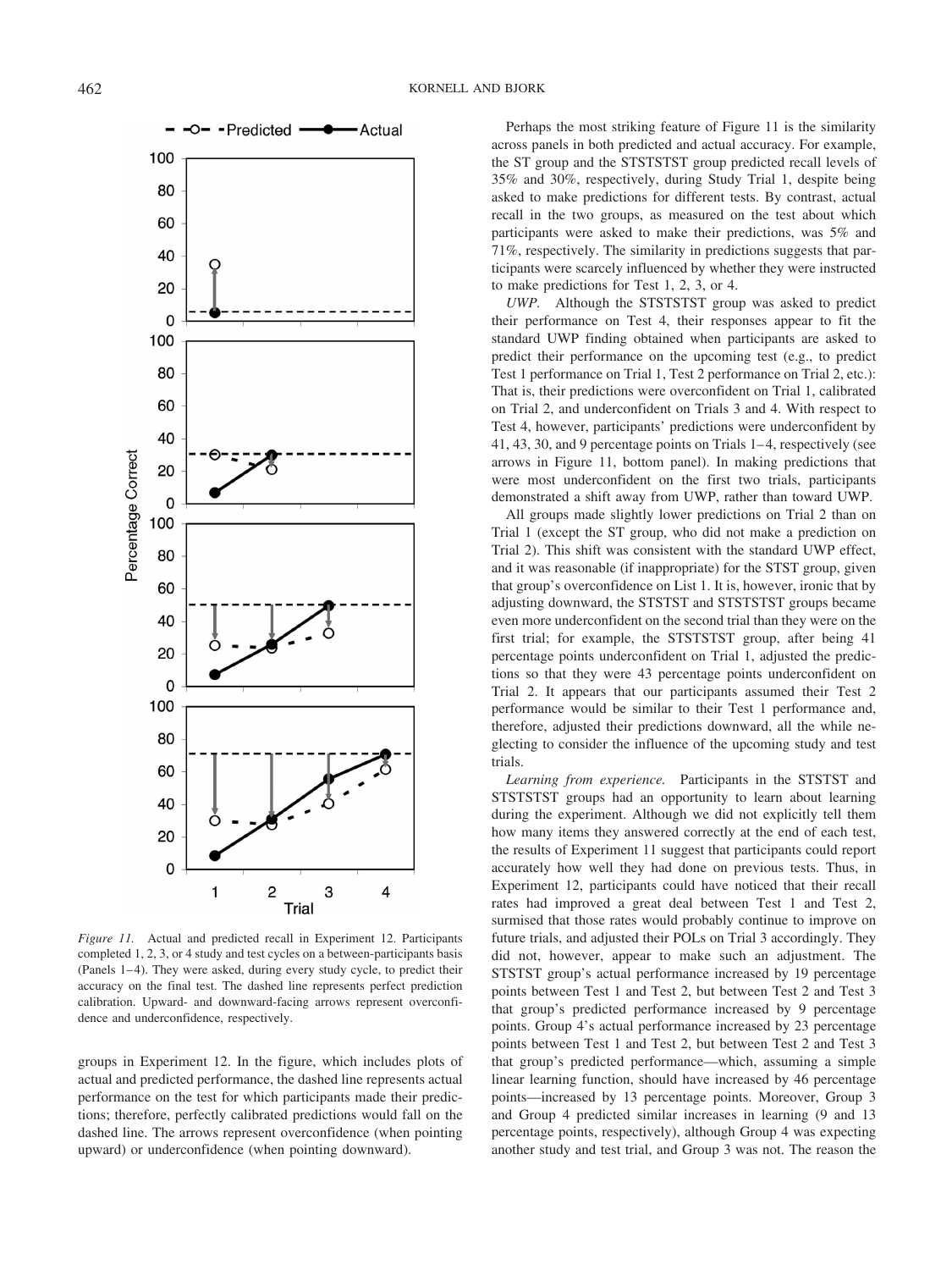*Figure 11.* Actual and predicted recall in Experiment 12. Participants completed 1, 2, 3, or 4 study and test cycles on a between-participants basis (Panels 1–4). They were asked, during every study cycle, to predict their accuracy on the final test. The dashed line represents perfect prediction calibration. Upward- and downward-facing arrows represent overconfidence and underconfidence, respectively.

groups in Experiment 12. In the figure, which includes plots of actual and predicted performance, the dashed line represents actual performance on the test for which participants made their predictions; therefore, perfectly calibrated predictions would fall on the dashed line. The arrows represent overconfidence (when pointing upward) or underconfidence (when pointing downward).

Perhaps the most striking feature of Figure 11 is the similarity across panels in both predicted and actual accuracy. For example, the ST group and the STSTSTST group predicted recall levels of 35% and 30%, respectively, during Study Trial 1, despite being asked to make predictions for different tests. By contrast, actual recall in the two groups, as measured on the test about which participants were asked to make their predictions, was 5% and 71%, respectively. The similarity in predictions suggests that participants were scarcely influenced by whether they were instructed to make predictions for Test 1, 2, 3, or 4.

*UWP.* Although the STSTSTST group was asked to predict their performance on Test 4, their responses appear to fit the standard UWP finding obtained when participants are asked to predict their performance on the upcoming test (e.g., to predict Test 1 performance on Trial 1, Test 2 performance on Trial 2, etc.): That is, their predictions were overconfident on Trial 1, calibrated on Trial 2, and underconfident on Trials 3 and 4. With respect to Test 4, however, participants' predictions were underconfident by 41, 43, 30, and 9 percentage points on Trials 1–4, respectively (see arrows in Figure 11, bottom panel). In making predictions that were most underconfident on the first two trials, participants demonstrated a shift away from UWP, rather than toward UWP.

All groups made slightly lower predictions on Trial 2 than on Trial 1 (except the ST group, who did not make a prediction on Trial 2). This shift was consistent with the standard UWP effect, and it was reasonable (if inappropriate) for the STST group, given that group's overconfidence on List 1. It is, however, ironic that by adjusting downward, the STSTST and STSTSTST groups became even more underconfident on the second trial than they were on the first trial; for example, the STSTSTST group, after being 41 percentage points underconfident on Trial 1, adjusted the predictions so that they were 43 percentage points underconfident on Trial 2. It appears that our participants assumed their Test 2 performance would be similar to their Test 1 performance and, therefore, adjusted their predictions downward, all the while neglecting to consider the influence of the upcoming study and test trials.

*Learning from experience.* Participants in the STSTST and STSTSTST groups had an opportunity to learn about learning during the experiment. Although we did not explicitly tell them how many items they answered correctly at the end of each test, the results of Experiment 11 suggest that participants could report accurately how well they had done on previous tests. Thus, in Experiment 12, participants could have noticed that their recall rates had improved a great deal between Test 1 and Test 2, surmised that those rates would probably continue to improve on future trials, and adjusted their POLs on Trial 3 accordingly. They did not, however, appear to make such an adjustment. The STSTST group's actual performance increased by 19 percentage points between Test 1 and Test 2, but between Test 2 and Test 3 that group's predicted performance increased by 9 percentage points. Group 4's actual performance increased by 23 percentage points between Test 1 and Test 2, but between Test 2 and Test 3 that group's predicted performance—which, assuming a simple linear learning function, should have increased by 46 percentage points—increased by 13 percentage points. Moreover, Group 3 and Group 4 predicted similar increases in learning (9 and 13 percentage points, respectively), although Group 4 was expecting another study and test trial, and Group 3 was not. The reason the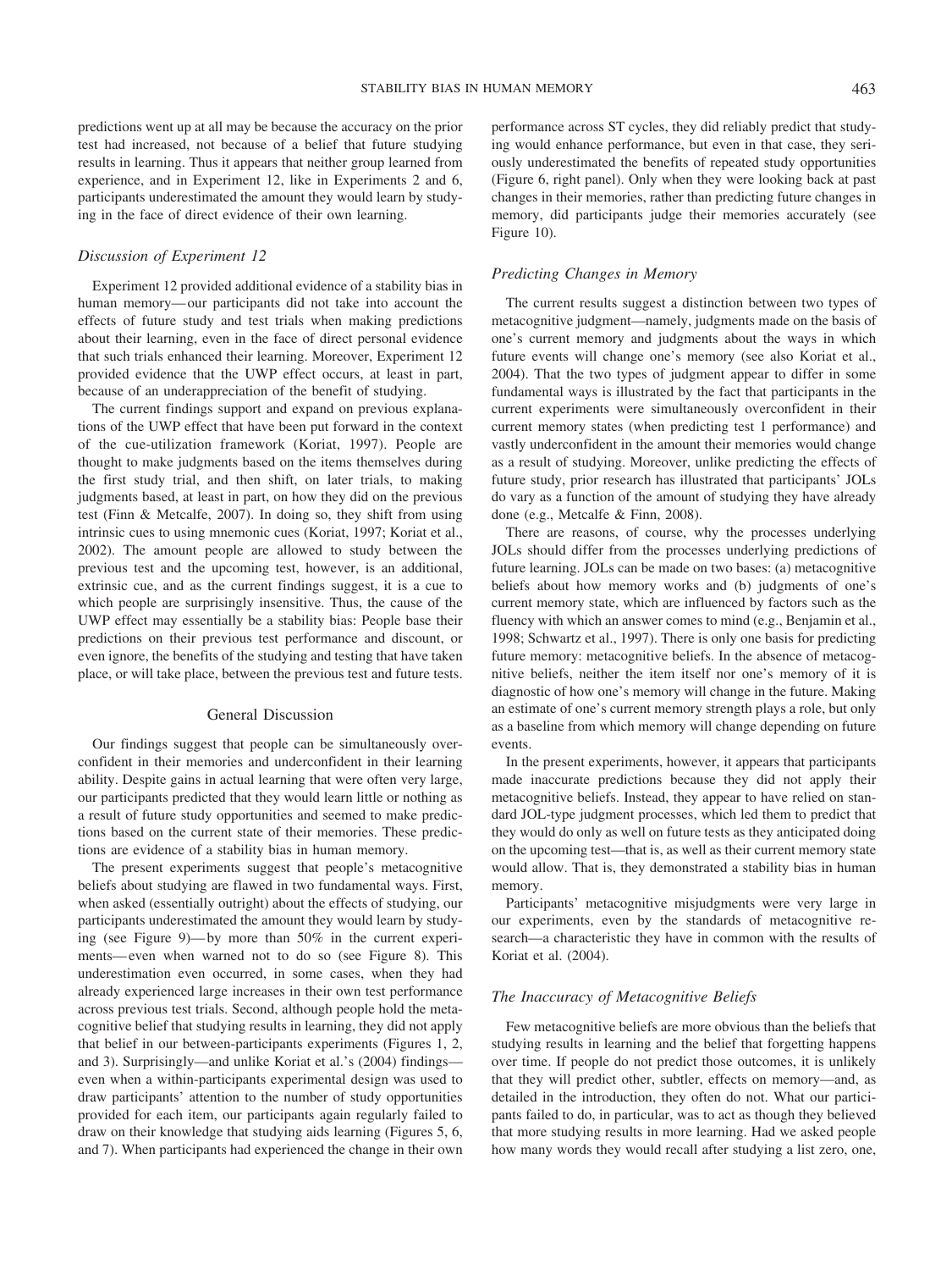predictions went up at all may be because the accuracy on the prior test had increased, not because of a belief that future studying results in learning. Thus it appears that neither group learned from experience, and in Experiment 12, like in Experiments 2 and 6, participants underestimated the amount they would learn by studying in the face of direct evidence of their own learning.

### *Discussion of Experiment 12*

Experiment 12 provided additional evidence of a stability bias in human memory—our participants did not take into account the effects of future study and test trials when making predictions about their learning, even in the face of direct personal evidence that such trials enhanced their learning. Moreover, Experiment 12 provided evidence that the UWP effect occurs, at least in part, because of an underappreciation of the benefit of studying.

The current findings support and expand on previous explanations of the UWP effect that have been put forward in the context of the cue-utilization framework (Koriat, 1997). People are thought to make judgments based on the items themselves during the first study trial, and then shift, on later trials, to making judgments based, at least in part, on how they did on the previous test (Finn & Metcalfe, 2007). In doing so, they shift from using intrinsic cues to using mnemonic cues (Koriat, 1997; Koriat et al., 2002). The amount people are allowed to study between the previous test and the upcoming test, however, is an additional, extrinsic cue, and as the current findings suggest, it is a cue to which people are surprisingly insensitive. Thus, the cause of the UWP effect may essentially be a stability bias: People base their predictions on their previous test performance and discount, or even ignore, the benefits of the studying and testing that have taken place, or will take place, between the previous test and future tests.

## General Discussion

Our findings suggest that people can be simultaneously overconfident in their memories and underconfident in their learning ability. Despite gains in actual learning that were often very large, our participants predicted that they would learn little or nothing as a result of future study opportunities and seemed to make predictions based on the current state of their memories. These predictions are evidence of a stability bias in human memory.

The present experiments suggest that people's metacognitive beliefs about studying are flawed in two fundamental ways. First, when asked (essentially outright) about the effects of studying, our participants underestimated the amount they would learn by studying (see Figure 9)—by more than 50% in the current experiments—even when warned not to do so (see Figure 8). This underestimation even occurred, in some cases, when they had already experienced large increases in their own test performance across previous test trials. Second, although people hold the metacognitive belief that studying results in learning, they did not apply that belief in our between-participants experiments (Figures 1, 2, and 3). Surprisingly—and unlike Koriat et al.'s (2004) findings—even when a within-participants experimental design was used to draw participants' attention to the number of study opportunities provided for each item, our participants again regularly failed to draw on their knowledge that studying aids learning (Figures 5, 6, and 7). When participants had experienced the change in their own performance across ST cycles, they did reliably predict that studying would enhance performance, but even in that case, they seriously underestimated the benefits of repeated study opportunities (Figure 6, right panel). Only when they were looking back at past changes in their memories, rather than predicting future changes in memory, did participants judge their memories accurately (see Figure 10).

### *Predicting Changes in Memory*

The current results suggest a distinction between two types of metacognitive judgment—namely, judgments made on the basis of one's current memory and judgments about the ways in which future events will change one's memory (see also Koriat et al., 2004). That the two types of judgment appear to differ in some fundamental ways is illustrated by the fact that participants in the current experiments were simultaneously overconfident in their current memory states (when predicting test 1 performance) and vastly underconfident in the amount their memories would change as a result of studying. Moreover, unlike predicting the effects of future study, prior research has illustrated that participants' JOLs do vary as a function of the amount of studying they have already done (e.g., Metcalfe & Finn, 2008).

There are reasons, of course, why the processes underlying JOLs should differ from the processes underlying predictions of future learning. JOLs can be made on two bases: (a) metacognitive beliefs about how memory works and (b) judgments of one's current memory state, which are influenced by factors such as the fluency with which an answer comes to mind (e.g., Benjamin et al., 1998; Schwartz et al., 1997). There is only one basis for predicting future memory: metacognitive beliefs. In the absence of metacognitive beliefs, neither the item itself nor one's memory of it is diagnostic of how one's memory will change in the future. Making an estimate of one's current memory strength plays a role, but only as a baseline from which memory will change depending on future events.

In the present experiments, however, it appears that participants made inaccurate predictions because they did not apply their metacognitive beliefs. Instead, they appear to have relied on standard JOL-type judgment processes, which led them to predict that they would do only as well on future tests as they anticipated doing on the upcoming test—that is, as well as their current memory state would allow. That is, they demonstrated a stability bias in human memory.

Participants' metacognitive misjudgments were very large in our experiments, even by the standards of metacognitive research—a characteristic they have in common with the results of Koriat et al. (2004).

### *The Inaccuracy of Metacognitive Beliefs*

Few metacognitive beliefs are more obvious than the beliefs that studying results in learning and the belief that forgetting happens over time. If people do not predict those outcomes, it is unlikely that they will predict other, subtler, effects on memory—and, as detailed in the introduction, they often do not. What our participants failed to do, in particular, was to act as though they believed that more studying results in more learning. Had we asked people how many words they would recall after studying a list zero, one,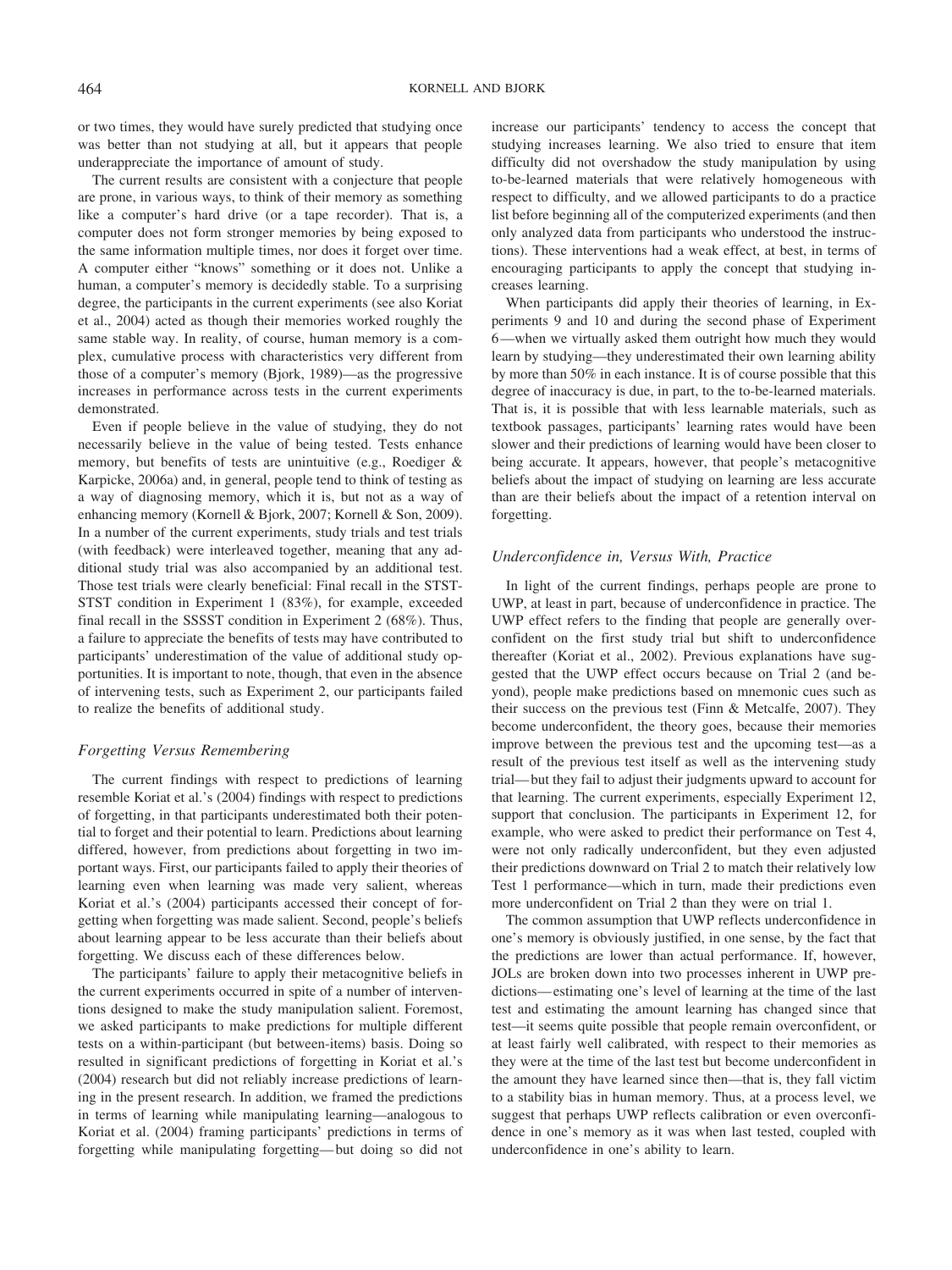or two times, they would have surely predicted that studying once was better than not studying at all, but it appears that people underappreciate the importance of amount of study.

The current results are consistent with a conjecture that people are prone, in various ways, to think of their memory as something like a computer's hard drive (or a tape recorder). That is, a computer does not form stronger memories by being exposed to the same information multiple times, nor does it forget over time. A computer either "knows" something or it does not. Unlike a human, a computer's memory is decidedly stable. To a surprising degree, the participants in the current experiments (see also Koriat et al., 2004) acted as though their memories worked roughly the same stable way. In reality, of course, human memory is a complex, cumulative process with characteristics very different from those of a computer's memory (Bjork, 1989)—as the progressive increases in performance across tests in the current experiments demonstrated.

Even if people believe in the value of studying, they do not necessarily believe in the value of being tested. Tests enhance memory, but benefits of tests are unintuitive (e.g., Roediger & Karpicke, 2006a) and, in general, people tend to think of testing as a way of diagnosing memory, which it is, but not as a way of enhancing memory (Kornell & Bjork, 2007; Kornell & Son, 2009). In a number of the current experiments, study trials and test trials (with feedback) were interleaved together, meaning that any additional study trial was also accompanied by an additional test. Those test trials were clearly beneficial: Final recall in the STST-STST condition in Experiment 1 (83%), for example, exceeded final recall in the SSSST condition in Experiment 2 (68%). Thus, a failure to appreciate the benefits of tests may have contributed to participants' underestimation of the value of additional study opportunities. It is important to note, though, that even in the absence of intervening tests, such as Experiment 2, our participants failed to realize the benefits of additional study.

### *Forgetting Versus Remembering*

The current findings with respect to predictions of learning resemble Koriat et al.'s (2004) findings with respect to predictions of forgetting, in that participants underestimated both their potential to forget and their potential to learn. Predictions about learning differed, however, from predictions about forgetting in two important ways. First, our participants failed to apply their theories of learning even when learning was made very salient, whereas Koriat et al.'s (2004) participants accessed their concept of forgetting when forgetting was made salient. Second, people's beliefs about learning appear to be less accurate than their beliefs about forgetting. We discuss each of these differences below.

The participants' failure to apply their metacognitive beliefs in the current experiments occurred in spite of a number of interventions designed to make the study manipulation salient. Foremost, we asked participants to make predictions for multiple different tests on a within-participant (but between-items) basis. Doing so resulted in significant predictions of forgetting in Koriat et al.'s (2004) research but did not reliably increase predictions of learning in the present research. In addition, we framed the predictions in terms of learning while manipulating learning—analogous to Koriat et al. (2004) framing participants' predictions in terms of forgetting while manipulating forgetting—but doing so did not increase our participants' tendency to access the concept that studying increases learning. We also tried to ensure that item difficulty did not overshadow the study manipulation by using to-be-learned materials that were relatively homogeneous with respect to difficulty, and we allowed participants to do a practice list before beginning all of the computerized experiments (and then only analyzed data from participants who understood the instructions). These interventions had a weak effect, at best, in terms of encouraging participants to apply the concept that studying increases learning.

When participants did apply their theories of learning, in Experiments 9 and 10 and during the second phase of Experiment 6—when we virtually asked them outright how much they would learn by studying—they underestimated their own learning ability by more than 50% in each instance. It is of course possible that this degree of inaccuracy is due, in part, to the to-be-learned materials. That is, it is possible that with less learnable materials, such as textbook passages, participants' learning rates would have been slower and their predictions of learning would have been closer to being accurate. It appears, however, that people's metacognitive beliefs about the impact of studying on learning are less accurate than are their beliefs about the impact of a retention interval on forgetting.

### *Underconfidence in, Versus With, Practice*

In light of the current findings, perhaps people are prone to UWP, at least in part, because of underconfidence in practice. The UWP effect refers to the finding that people are generally overconfident on the first study trial but shift to underconfidence thereafter (Koriat et al., 2002). Previous explanations have suggested that the UWP effect occurs because on Trial 2 (and beyond), people make predictions based on mnemonic cues such as their success on the previous test (Finn & Metcalfe, 2007). They become underconfident, the theory goes, because their memories improve between the previous test and the upcoming test—as a result of the previous test itself as well as the intervening study trial—but they fail to adjust their judgments upward to account for that learning. The current experiments, especially Experiment 12, support that conclusion. The participants in Experiment 12, for example, who were asked to predict their performance on Test 4, were not only radically underconfident, but they even adjusted their predictions downward on Trial 2 to match their relatively low Test 1 performance—which in turn, made their predictions even more underconfident on Trial 2 than they were on trial 1.

The common assumption that UWP reflects underconfidence in one's memory is obviously justified, in one sense, by the fact that the predictions are lower than actual performance. If, however, JOLs are broken down into two processes inherent in UWP predictions—estimating one's level of learning at the time of the last test and estimating the amount learning has changed since that test—it seems quite possible that people remain overconfident, or at least fairly well calibrated, with respect to their memories as they were at the time of the last test but become underconfident in the amount they have learned since then—that is, they fall victim to a stability bias in human memory. Thus, at a process level, we suggest that perhaps UWP reflects calibration or even overconfidence in one's memory as it was when last tested, coupled with underconfidence in one's ability to learn.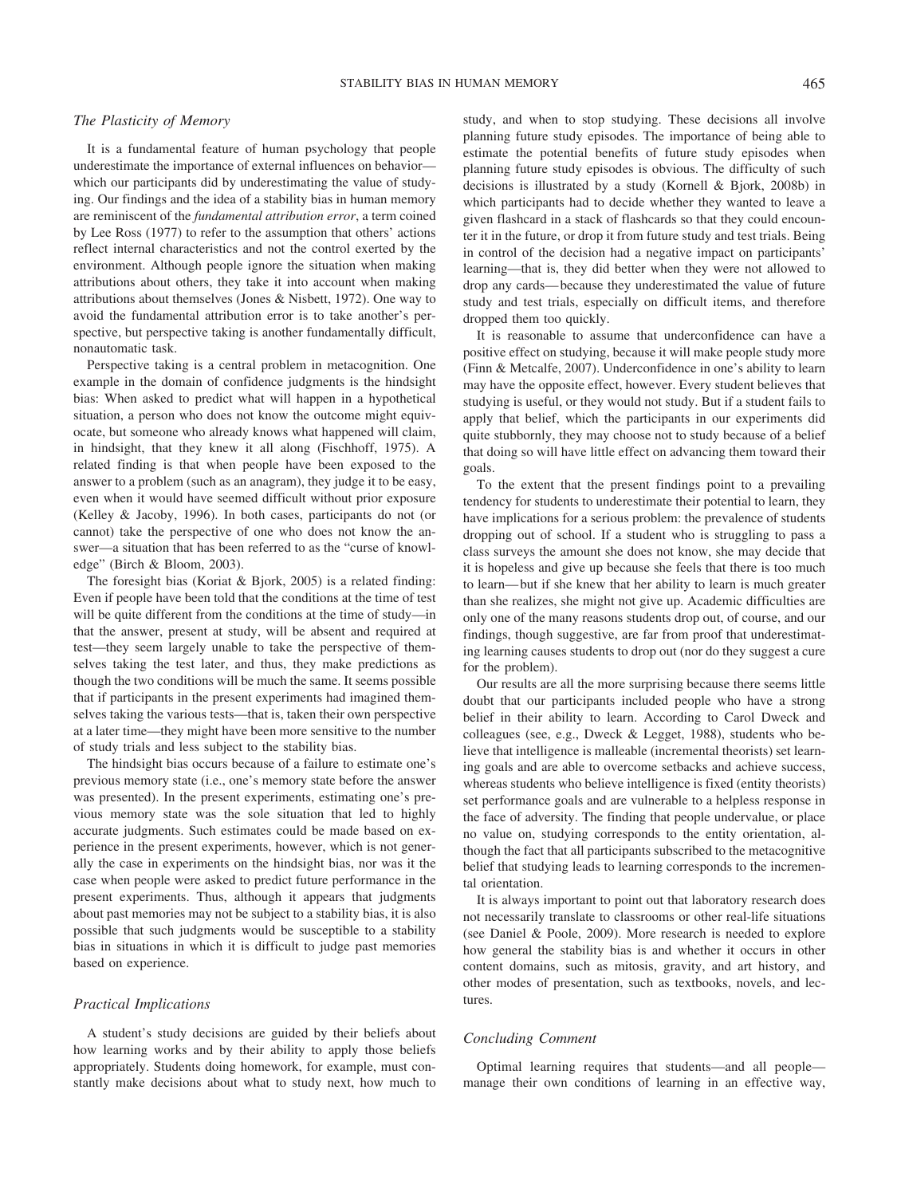### *The Plasticity of Memory*

It is a fundamental feature of human psychology that people underestimate the importance of external influences on behavior—which our participants did by underestimating the value of studying. Our findings and the idea of a stability bias in human memory are reminiscent of the *fundamental attribution error*, a term coined by Lee Ross (1977) to refer to the assumption that others' actions reflect internal characteristics and not the control exerted by the environment. Although people ignore the situation when making attributions about others, they take it into account when making attributions about themselves (Jones & Nisbett, 1972). One way to avoid the fundamental attribution error is to take another's perspective, but perspective taking is another fundamentally difficult, nonautomatic task.

Perspective taking is a central problem in metacognition. One example in the domain of confidence judgments is the hindsight bias: When asked to predict what will happen in a hypothetical situation, a person who does not know the outcome might equivocate, but someone who already knows what happened will claim, in hindsight, that they knew it all along (Fischhoff, 1975). A related finding is that when people have been exposed to the answer to a problem (such as an anagram), they judge it to be easy, even when it would have seemed difficult without prior exposure (Kelley & Jacoby, 1996). In both cases, participants do not (or cannot) take the perspective of one who does not know the answer—a situation that has been referred to as the "curse of knowledge" (Birch & Bloom, 2003).

The foresight bias (Koriat & Bjork, 2005) is a related finding: Even if people have been told that the conditions at the time of test will be quite different from the conditions at the time of study—in that the answer, present at study, will be absent and required at test—they seem largely unable to take the perspective of themselves taking the test later, and thus, they make predictions as though the two conditions will be much the same. It seems possible that if participants in the present experiments had imagined themselves taking the various tests—that is, taken their own perspective at a later time—they might have been more sensitive to the number of study trials and less subject to the stability bias.

The hindsight bias occurs because of a failure to estimate one's previous memory state (i.e., one's memory state before the answer was presented). In the present experiments, estimating one's previous memory state was the sole situation that led to highly accurate judgments. Such estimates could be made based on experience in the present experiments, however, which is not generally the case in experiments on the hindsight bias, nor was it the case when people were asked to predict future performance in the present experiments. Thus, although it appears that judgments about past memories may not be subject to a stability bias, it is also possible that such judgments would be susceptible to a stability bias in situations in which it is difficult to judge past memories based on experience.

### *Practical Implications*

A student's study decisions are guided by their beliefs about how learning works and by their ability to apply those beliefs appropriately. Students doing homework, for example, must constantly make decisions about what to study next, how much to study, and when to stop studying. These decisions all involve planning future study episodes. The importance of being able to estimate the potential benefits of future study episodes when planning future study episodes is obvious. The difficulty of such decisions is illustrated by a study (Kornell & Bjork, 2008b) in which participants had to decide whether they wanted to leave a given flashcard in a stack of flashcards so that they could encounter it in the future, or drop it from future study and test trials. Being in control of the decision had a negative impact on participants' learning—that is, they did better when they were not allowed to drop any cards—because they underestimated the value of future study and test trials, especially on difficult items, and therefore dropped them too quickly.

It is reasonable to assume that underconfidence can have a positive effect on studying, because it will make people study more (Finn & Metcalfe, 2007). Underconfidence in one's ability to learn may have the opposite effect, however. Every student believes that studying is useful, or they would not study. But if a student fails to apply that belief, which the participants in our experiments did quite stubbornly, they may choose not to study because of a belief that doing so will have little effect on advancing them toward their goals.

To the extent that the present findings point to a prevailing tendency for students to underestimate their potential to learn, they have implications for a serious problem: the prevalence of students dropping out of school. If a student who is struggling to pass a class surveys the amount she does not know, she may decide that it is hopeless and give up because she feels that there is too much to learn—but if she knew that her ability to learn is much greater than she realizes, she might not give up. Academic difficulties are only one of the many reasons students drop out, of course, and our findings, though suggestive, are far from proof that underestimating learning causes students to drop out (nor do they suggest a cure for the problem).

Our results are all the more surprising because there seems little doubt that our participants included people who have a strong belief in their ability to learn. According to Carol Dweck and colleagues (see, e.g., Dweck & Legget, 1988), students who believe that intelligence is malleable (incremental theorists) set learning goals and are able to overcome setbacks and achieve success, whereas students who believe intelligence is fixed (entity theorists) set performance goals and are vulnerable to a helpless response in the face of adversity. The finding that people undervalue, or place no value on, studying corresponds to the entity orientation, although the fact that all participants subscribed to the metacognitive belief that studying leads to learning corresponds to the incremental orientation.

It is always important to point out that laboratory research does not necessarily translate to classrooms or other real-life situations (see Daniel & Poole, 2009). More research is needed to explore how general the stability bias is and whether it occurs in other content domains, such as mitosis, gravity, and art history, and other modes of presentation, such as textbooks, novels, and lectures.

### *Concluding Comment*

Optimal learning requires that students—and all people—manage their own conditions of learning in an effective way,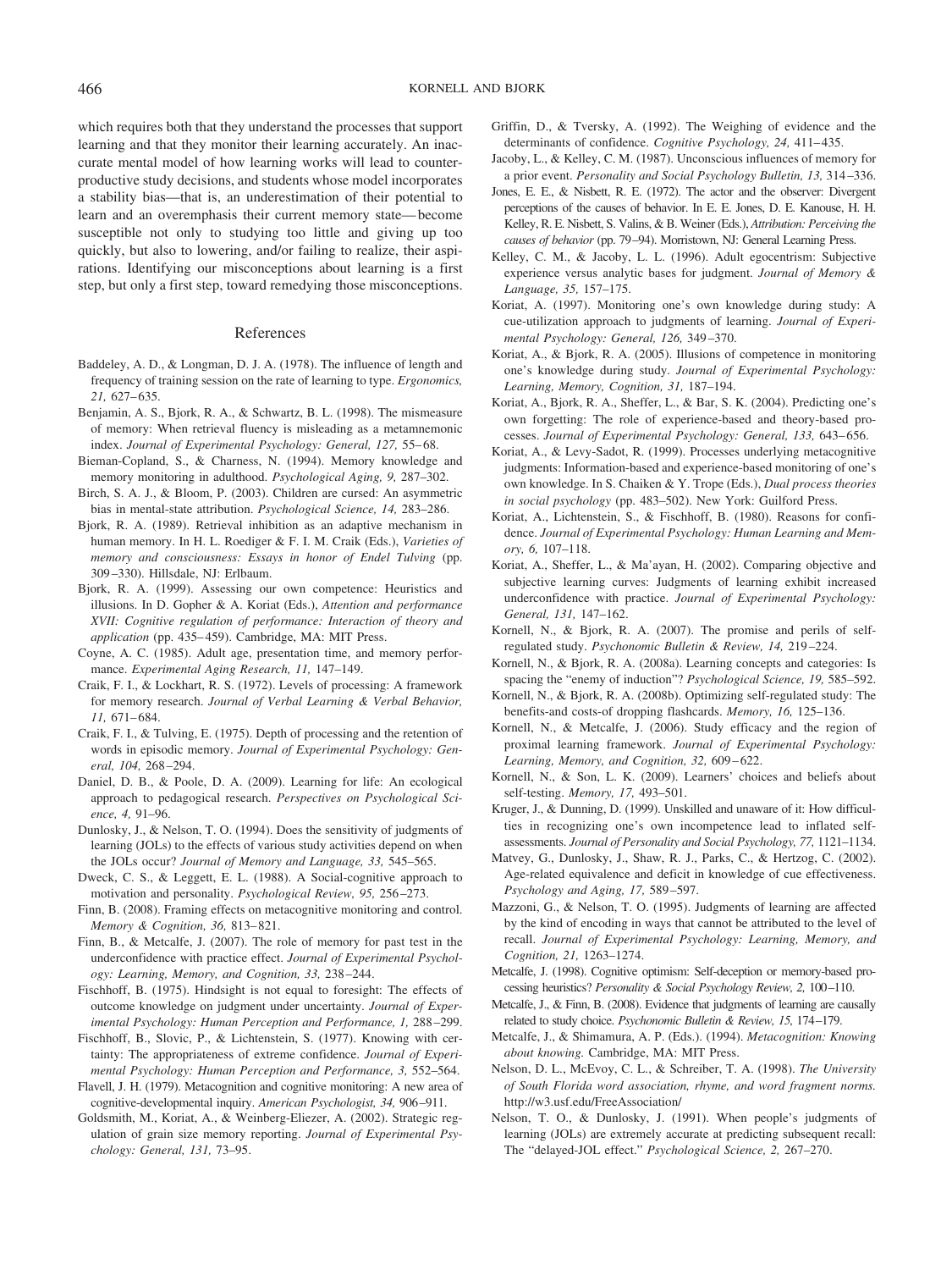which requires both that they understand the processes that support learning and that they monitor their learning accurately. An inaccurate mental model of how learning works will lead to counterproductive study decisions, and students whose model incorporates a stability bias—that is, an underestimation of their potential to learn and an overemphasis their current memory state—become susceptible not only to studying too little and giving up too quickly, but also to lowering, and/or failing to realize, their aspirations. Identifying our misconceptions about learning is a first step, but only a first step, toward remedying those misconceptions.

## References

Baddeley, A. D., & Longman, D. J. A. (1978). The influence of length and frequency of training session on the rate of learning to type. *Ergonomics, 21,* 627–635.

Benjamin, A. S., Bjork, R. A., & Schwartz, B. L. (1998). The mismeasure of memory: When retrieval fluency is misleading as a metamnemonic index. *Journal of Experimental Psychology: General, 127,* 55–68.

Bieman-Copland, S., & Charness, N. (1994). Memory knowledge and memory monitoring in adulthood. *Psychological Aging, 9,* 287–302.

Birch, S. A. J., & Bloom, P. (2003). Children are cursed: An asymmetric bias in mental-state attribution. *Psychological Science, 14,* 283–286.

Bjork, R. A. (1989). Retrieval inhibition as an adaptive mechanism in human memory. In H. L. Roediger & F. I. M. Craik (Eds.), *Varieties of memory and consciousness: Essays in honor of Endel Tulving* (pp. 309–330). Hillsdale, NJ: Erlbaum.

Bjork, R. A. (1999). Assessing our own competence: Heuristics and illusions. In D. Gopher & A. Koriat (Eds.), *Attention and performance XVII: Cognitive regulation of performance: Interaction of theory and application* (pp. 435–459). Cambridge, MA: MIT Press.

Coyne, A. C. (1985). Adult age, presentation time, and memory performance. *Experimental Aging Research, 11,* 147–149.

Craik, F. I., & Lockhart, R. S. (1972). Levels of processing: A framework for memory research. *Journal of Verbal Learning & Verbal Behavior, 11,* 671–684.

Craik, F. I., & Tulving, E. (1975). Depth of processing and the retention of words in episodic memory. *Journal of Experimental Psychology: General, 104,* 268–294.

Daniel, D. B., & Poole, D. A. (2009). Learning for life: An ecological approach to pedagogical research. *Perspectives on Psychological Science, 4,* 91–96.

Dunlosky, J., & Nelson, T. O. (1994). Does the sensitivity of judgments of learning (JOLs) to the effects of various study activities depend on when the JOLs occur? *Journal of Memory and Language, 33,* 545–565.

Dweck, C. S., & Leggett, E. L. (1988). A Social-cognitive approach to motivation and personality. *Psychological Review, 95,* 256–273.

Finn, B. (2008). Framing effects on metacognitive monitoring and control. *Memory & Cognition, 36,* 813–821.

Finn, B., & Metcalfe, J. (2007). The role of memory for past test in the underconfidence with practice effect. *Journal of Experimental Psychology: Learning, Memory, and Cognition, 33,* 238–244.

Fischhoff, B. (1975). Hindsight is not equal to foresight: The effects of outcome knowledge on judgment under uncertainty. *Journal of Experimental Psychology: Human Perception and Performance, 1,* 288–299.

Fischhoff, B., Slovic, P., & Lichtenstein, S. (1977). Knowing with certainty: The appropriateness of extreme confidence. *Journal of Experimental Psychology: Human Perception and Performance, 3,* 552–564.

Flavell, J. H. (1979). Metacognition and cognitive monitoring: A new area of cognitive-developmental inquiry. *American Psychologist, 34,* 906–911.

Goldsmith, M., Koriat, A., & Weinberg-Eliezer, A. (2002). Strategic regulation of grain size memory reporting. *Journal of Experimental Psychology: General, 131,* 73–95.

Griffin, D., & Tversky, A. (1992). The Weighing of evidence and the determinants of confidence. *Cognitive Psychology, 24,* 411–435.

Jacoby, L., & Kelley, C. M. (1987). Unconscious influences of memory for a prior event. *Personality and Social Psychology Bulletin, 13,* 314–336.

Jones, E. E., & Nisbett, R. E. (1972). The actor and the observer: Divergent perceptions of the causes of behavior. In E. E. Jones, D. E. Kanouse, H. H. Kelley, R. E. Nisbett, S. Valins, & B. Weiner (Eds.), *Attribution: Perceiving the causes of behavior* (pp. 79–94). Morristown, NJ: General Learning Press.

Kelley, C. M., & Jacoby, L. L. (1996). Adult egocentrism: Subjective experience versus analytic bases for judgment. *Journal of Memory & Language, 35,* 157–175.

Koriat, A. (1997). Monitoring one's own knowledge during study: A cue-utilization approach to judgments of learning. *Journal of Experimental Psychology: General, 126,* 349–370.

Koriat, A., & Bjork, R. A. (2005). Illusions of competence in monitoring one's knowledge during study. *Journal of Experimental Psychology: Learning, Memory, Cognition, 31,* 187–194.

Koriat, A., Bjork, R. A., Sheffer, L., & Bar, S. K. (2004). Predicting one's own forgetting: The role of experience-based and theory-based processes. *Journal of Experimental Psychology: General, 133,* 643–656.

Koriat, A., & Levy-Sadot, R. (1999). Processes underlying metacognitive judgments: Information-based and experience-based monitoring of one's own knowledge. In S. Chaiken & Y. Trope (Eds.), *Dual process theories in social psychology* (pp. 483–502). New York: Guilford Press.

Koriat, A., Lichtenstein, S., & Fischhoff, B. (1980). Reasons for confidence. *Journal of Experimental Psychology: Human Learning and Memory, 6,* 107–118.

Koriat, A., Sheffer, L., & Ma'ayan, H. (2002). Comparing objective and subjective learning curves: Judgments of learning exhibit increased underconfidence with practice. *Journal of Experimental Psychology: General, 131,* 147–162.

Kornell, N., & Bjork, R. A. (2007). The promise and perils of self-regulated study. *Psychonomic Bulletin & Review, 14,* 219–224.

Kornell, N., & Bjork, R. A. (2008a). Learning concepts and categories: Is spacing the "enemy of induction"? *Psychological Science, 19,* 585–592.

Kornell, N., & Bjork, R. A. (2008b). Optimizing self-regulated study: The benefits-and costs-of dropping flashcards. *Memory, 16,* 125–136.

Kornell, N., & Metcalfe, J. (2006). Study efficacy and the region of proximal learning framework. *Journal of Experimental Psychology: Learning, Memory, and Cognition, 32,* 609–622.

Kornell, N., & Son, L. K. (2009). Learners' choices and beliefs about self-testing. *Memory, 17,* 493–501.

Kruger, J., & Dunning, D. (1999). Unskilled and unaware of it: How difficulties in recognizing one's own incompetence lead to inflated self-assessments. *Journal of Personality and Social Psychology, 77,* 1121–1134.

Matvey, G., Dunlosky, J., Shaw, R. J., Parks, C., & Hertzog, C. (2002). Age-related equivalence and deficit in knowledge of cue effectiveness. *Psychology and Aging, 17,* 589–597.

Mazzoni, G., & Nelson, T. O. (1995). Judgments of learning are affected by the kind of encoding in ways that cannot be attributed to the level of recall. *Journal of Experimental Psychology: Learning, Memory, and Cognition, 21,* 1263–1274.

Metcalfe, J. (1998). Cognitive optimism: Self-deception or memory-based processing heuristics? *Personality & Social Psychology Review, 2,* 100–110.

Metcalfe, J., & Finn, B. (2008). Evidence that judgments of learning are causally related to study choice. *Psychonomic Bulletin & Review, 15,* 174–179.

Metcalfe, J., & Shimamura, A. P. (Eds.). (1994). *Metacognition: Knowing about knowing.* Cambridge, MA: MIT Press.

Nelson, D. L., McEvoy, C. L., & Schreiber, T. A. (1998). *The University of South Florida word association, rhyme, and word fragment norms.* http://w3.usf.edu/FreeAssociation/

Nelson, T. O., & Dunlosky, J. (1991). When people's judgments of learning (JOLs) are extremely accurate at predicting subsequent recall: The "delayed-JOL effect." *Psychological Science, 2,* 267–270.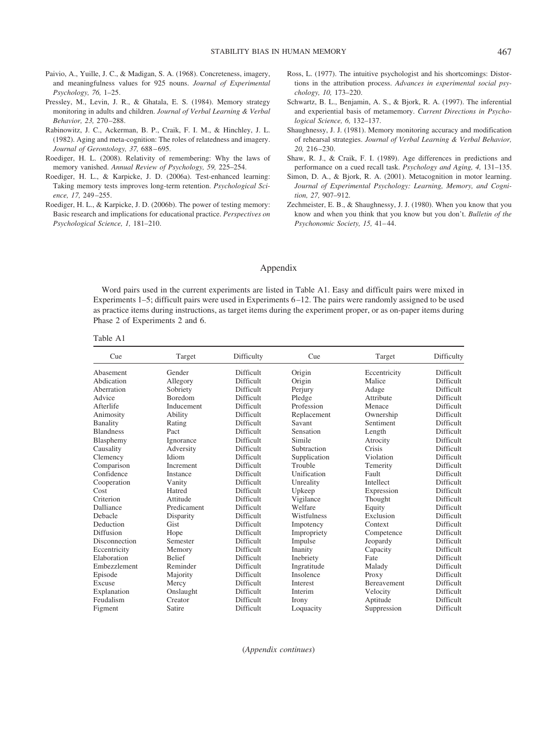Paivio, A., Yuille, J. C., & Madigan, S. A. (1968). Concreteness, imagery, and meaningfulness values for 925 nouns. *Journal of Experimental Psychology, 76,* 1–25.

Pressley, M., Levin, J. R., & Ghatala, E. S. (1984). Memory strategy monitoring in adults and children. *Journal of Verbal Learning & Verbal Behavior, 23,* 270–288.

Rabinowitz, J. C., Ackerman, B. P., Craik, F. I. M., & Hinchley, J. L. (1982). Aging and meta-cognition: The roles of relatedness and imagery. *Journal of Gerontology, 37,* 688–695.

Roediger, H. L. (2008). Relativity of remembering: Why the laws of memory vanished. *Annual Review of Psychology, 59,* 225–254.

Roediger, H. L., & Karpicke, J. D. (2006a). Test-enhanced learning: Taking memory tests improves long-term retention. *Psychological Science, 17,* 249–255.

Roediger, H. L., & Karpicke, J. D. (2006b). The power of testing memory: Basic research and implications for educational practice. *Perspectives on Psychological Science, 1,* 181–210.

Ross, L. (1977). The intuitive psychologist and his shortcomings: Distortions in the attribution process. *Advances in experimental social psychology, 10,* 173–220.

Schwartz, B. L., Benjamin, A. S., & Bjork, R. A. (1997). The inferential and experiential basis of metamemory. *Current Directions in Psychological Science, 6,* 132–137.

Shaughnessy, J. J. (1981). Memory monitoring accuracy and modification of rehearsal strategies. *Journal of Verbal Learning & Verbal Behavior, 20,* 216–230.

Shaw, R. J., & Craik, F. I. (1989). Age differences in predictions and performance on a cued recall task. *Psychology and Aging, 4,* 131–135.

Simon, D. A., & Bjork, R. A. (2001). Metacognition in motor learning. *Journal of Experimental Psychology: Learning, Memory, and Cognition, 27,* 907–912.

Zechmeister, E. B., & Shaughnessy, J. J. (1980). When you know that you know and when you think that you know but you don't. *Bulletin of the Psychonomic Society, 15,* 41–44.

## Appendix

Word pairs used in the current experiments are listed in Table A1. Easy and difficult pairs were mixed in Experiments 1–5; difficult pairs were used in Experiments 6–12. The pairs were randomly assigned to be used as practice items during instructions, as target items during the experiment proper, or as on-paper items during Phase 2 of Experiments 2 and 6.

Table A1

| Cue | Target | Difficulty | Cue | Target | Difficulty |
|---|---|---|---|---|---|
| Abasement | Gender | Difficult | Origin | Eccentricity | Difficult |
| Abdication | Allegory | Difficult | Origin | Malice | Difficult |
| Aberration | Sobriety | Difficult | Perjury | Adage | Difficult |
| Advice | Boredom | Difficult | Pledge | Attribute | Difficult |
| Afterlife | Inducement | Difficult | Profession | Menace | Difficult |
| Animosity | Ability | Difficult | Replacement | Ownership | Difficult |
| Banality | Rating | Difficult | Savant | Sentiment | Difficult |
| Blandness | Pact | Difficult | Sensation | Length | Difficult |
| Blasphemy | Ignorance | Difficult | Simile | Atrocity | Difficult |
| Causality | Adversity | Difficult | Subtraction | Crisis | Difficult |
| Clemency | Idiom | Difficult | Supplication | Violation | Difficult |
| Comparison | Increment | Difficult | Trouble | Temerity | Difficult |
| Confidence | Instance | Difficult | Unification | Fault | Difficult |
| Cooperation | Vanity | Difficult | Unreality | Intellect | Difficult |
| Cost | Hatred | Difficult | Upkeep | Expression | Difficult |
| Criterion | Attitude | Difficult | Vigilance | Thought | Difficult |
| Dalliance | Predicament | Difficult | Welfare | Equity | Difficult |
| Debacle | Disparity | Difficult | Wistfulness | Exclusion | Difficult |
| Deduction | Gist | Difficult | Impotency | Context | Difficult |
| Diffusion | Hope | Difficult | Impropriety | Competence | Difficult |
| Disconnection | Semester | Difficult | Impulse | Jeopardy | Difficult |
| Eccentricity | Memory | Difficult | Inanity | Capacity | Difficult |
| Elaboration | Belief | Difficult | Inebriety | Fate | Difficult |
| Embezzlement | Reminder | Difficult | Ingratitude | Malady | Difficult |
| Episode | Majority | Difficult | Insolence | Proxy | Difficult |
| Excuse | Mercy | Difficult | Interest | Bereavement | Difficult |
| Explanation | Onslaught | Difficult | Interim | Velocity | Difficult |
| Feudalism | Creator | Difficult | Irony | Aptitude | Difficult |
| Figment | Satire | Difficult | Loquacity | Suppression | Difficult |

(*Appendix continues*)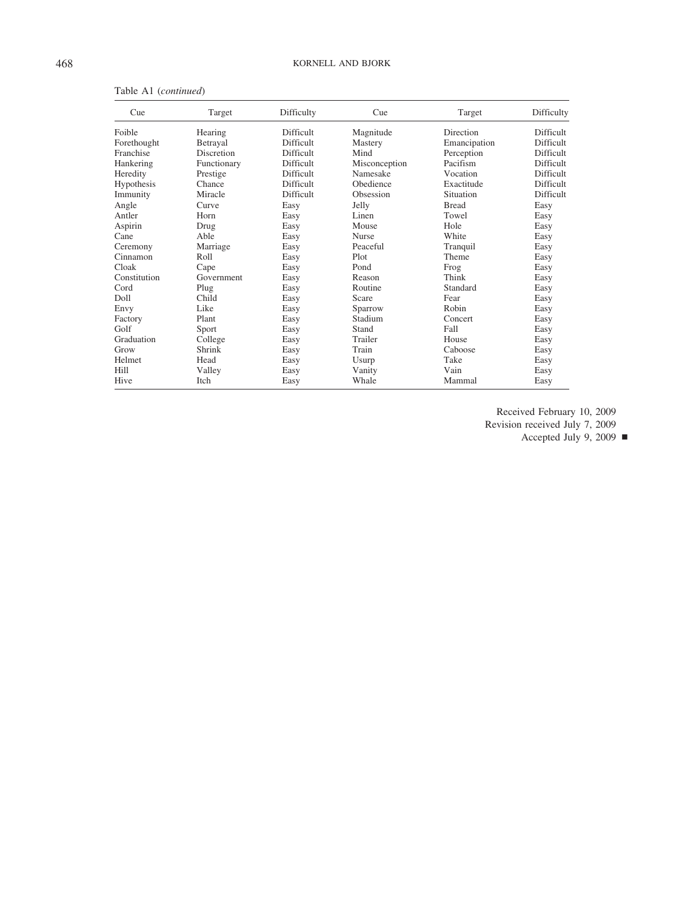Table A1 (*continued*)

| Cue | Target | Difficulty | Cue | Target | Difficulty |
|---|---|---|---|---|---|
| Foible | Hearing | Difficult | Magnitude | Direction | Difficult |
| Forethought | Betrayal | Difficult | Mastery | Emancipation | Difficult |
| Franchise | Discretion | Difficult | Mind | Perception | Difficult |
| Hankering | Functionary | Difficult | Misconception | Pacifism | Difficult |
| Heredity | Prestige | Difficult | Namesake | Vocation | Difficult |
| Hypothesis | Chance | Difficult | Obedience | Exactitude | Difficult |
| Immunity | Miracle | Difficult | Obsession | Situation | Difficult |
| Angle | Curve | Easy | Jelly | Bread | Easy |
| Antler | Horn | Easy | Linen | Towel | Easy |
| Aspirin | Drug | Easy | Mouse | Hole | Easy |
| Cane | Able | Easy | Nurse | White | Easy |
| Ceremony | Marriage | Easy | Peaceful | Tranquil | Easy |
| Cinnamon | Roll | Easy | Plot | Theme | Easy |
| Cloak | Cape | Easy | Pond | Frog | Easy |
| Constitution | Government | Easy | Reason | Think | Easy |
| Cord | Plug | Easy | Routine | Standard | Easy |
| Doll | Child | Easy | Scare | Fear | Easy |
| Envy | Like | Easy | Sparrow | Robin | Easy |
| Factory | Plant | Easy | Stadium | Concert | Easy |
| Golf | Sport | Easy | Stand | Fall | Easy |
| Graduation | College | Easy | Trailer | House | Easy |
| Grow | Shrink | Easy | Train | Caboose | Easy |
| Helmet | Head | Easy | Usurp | Take | Easy |
| Hill | Valley | Easy | Vanity | Vain | Easy |
| Hive | Itch | Easy | Whale | Mammal | Easy |

Received February 10, 2009
Revision received July 7, 2009
Accepted July 9, 2009 ■